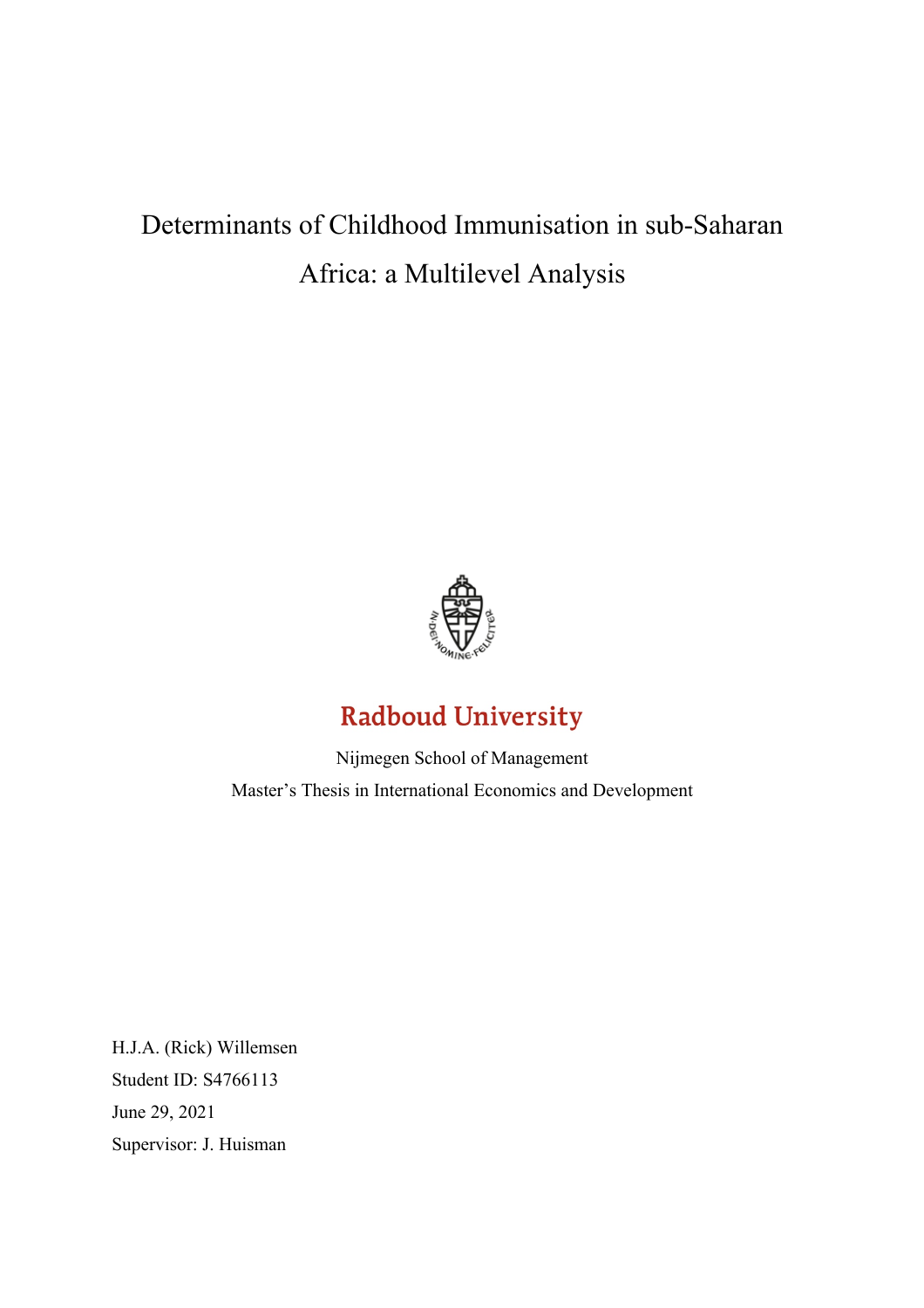# Determinants of Childhood Immunisation in sub-Saharan Africa: a Multilevel Analysis

Radboud University

Nijmegen School of Management

Master's Thesis in International Economics and Development

H.J.A. (Rick) Willemsen

Student ID: S4766113

June 29, 2021

Supervisor: J. Huisman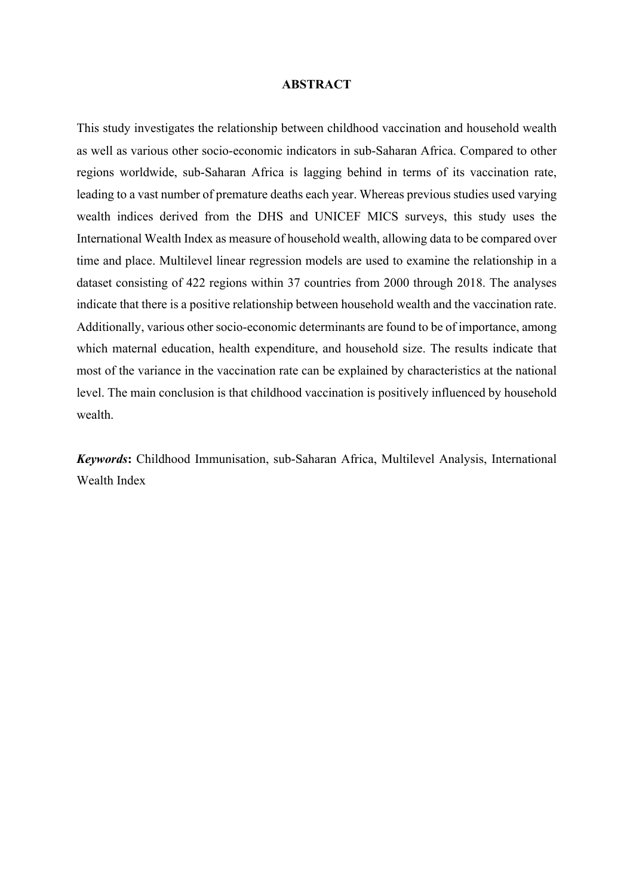## ABSTRACT

This study investigates the relationship between childhood vaccination and household wealth as well as various other socio-economic indicators in sub-Saharan Africa. Compared to other regions worldwide, sub-Saharan Africa is lagging behind in terms of its vaccination rate, leading to a vast number of premature deaths each year. Whereas previous studies used varying wealth indices derived from the DHS and UNICEF MICS surveys, this study uses the International Wealth Index as measure of household wealth, allowing data to be compared over time and place. Multilevel linear regression models are used to examine the relationship in a dataset consisting of 422 regions within 37 countries from 2000 through 2018. The analyses indicate that there is a positive relationship between household wealth and the vaccination rate. Additionally, various other socio-economic determinants are found to be of importance, among which maternal education, health expenditure, and household size. The results indicate that most of the variance in the vaccination rate can be explained by characteristics at the national level. The main conclusion is that childhood vaccination is positively influenced by household wealth.

***Keywords*:** Childhood Immunisation, sub-Saharan Africa, Multilevel Analysis, International Wealth Index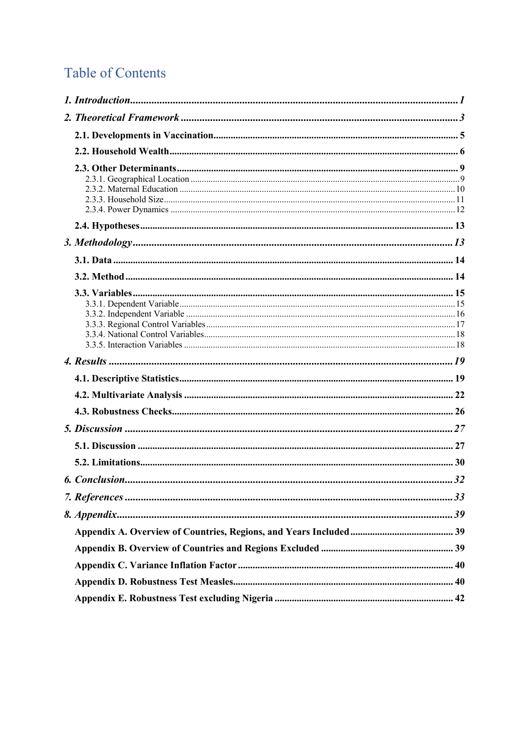# Table of Contents

*1. Introduction* ........................................................................................................ *1*

*2. Theoretical Framework* .......................................................................................... *3*

**2.1. Developments in Vaccination** .................................................................................. **5**

**2.2. Household Wealth** .................................................................................................. **6**

**2.3. Other Determinants** ................................................................................................ **9**

2.3.1. Geographical Location ........................................................................................... 9

2.3.2. Maternal Education ............................................................................................... 10

2.3.3. Household Size ..................................................................................................... 11

2.3.4. Power Dynamics ................................................................................................... 12

**2.4. Hypotheses** ............................................................................................................ **13**

*3. Methodology* ......................................................................................................... *13*

**3.1. Data** ........................................................................................................................ **14**

**3.2. Method** .................................................................................................................... **14**

**3.3. Variables** ................................................................................................................. **15**

3.3.1. Dependent Variable ................................................................................................ 15

3.3.2. Independent Variable .............................................................................................. 16

3.3.3. Regional Control Variables .................................................................................... 17

3.3.4. National Control Variables ..................................................................................... 18

3.3.5. Interaction Variables ............................................................................................... 18

*4. Results* .................................................................................................................. *19*

**4.1. Descriptive Statistics** .............................................................................................. **19**

**4.2. Multivariate Analysis** .............................................................................................. **22**

**4.3. Robustness Checks** ................................................................................................. **26**

*5. Discussion* ............................................................................................................. *27*

**5.1. Discussion** .............................................................................................................. **27**

**5.2. Limitations** ............................................................................................................. **30**

*6. Conclusion* ............................................................................................................ *32*

*7. References* ............................................................................................................. *33*

*8. Appendix* ............................................................................................................... *39*

**Appendix A. Overview of Countries, Regions, and Years Included** .......................... **39**

**Appendix B. Overview of Countries and Regions Excluded** ..................................... **39**

**Appendix C. Variance Inflation Factor** ..................................................................... **40**

**Appendix D. Robustness Test Measles** ...................................................................... **40**

**Appendix E. Robustness Test excluding Nigeria** ...................................................... **42**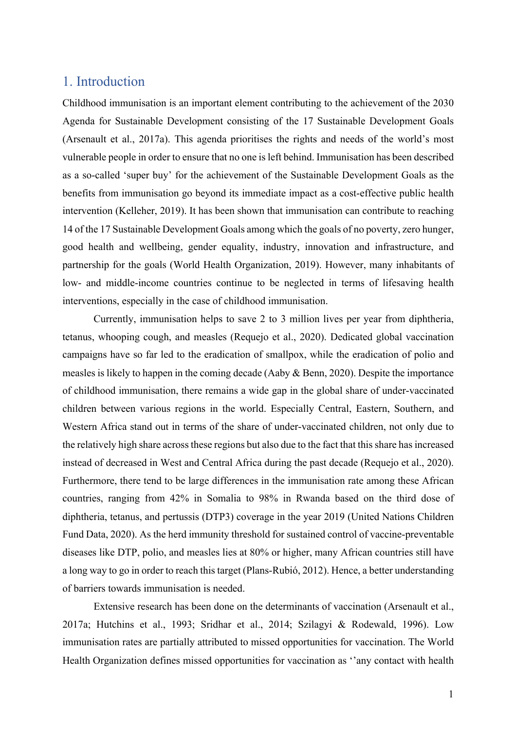# 1. Introduction

Childhood immunisation is an important element contributing to the achievement of the 2030 Agenda for Sustainable Development consisting of the 17 Sustainable Development Goals (Arsenault et al., 2017a). This agenda prioritises the rights and needs of the world's most vulnerable people in order to ensure that no one is left behind. Immunisation has been described as a so-called 'super buy' for the achievement of the Sustainable Development Goals as the benefits from immunisation go beyond its immediate impact as a cost-effective public health intervention (Kelleher, 2019). It has been shown that immunisation can contribute to reaching 14 of the 17 Sustainable Development Goals among which the goals of no poverty, zero hunger, good health and wellbeing, gender equality, industry, innovation and infrastructure, and partnership for the goals (World Health Organization, 2019). However, many inhabitants of low- and middle-income countries continue to be neglected in terms of lifesaving health interventions, especially in the case of childhood immunisation.

Currently, immunisation helps to save 2 to 3 million lives per year from diphtheria, tetanus, whooping cough, and measles (Requejo et al., 2020). Dedicated global vaccination campaigns have so far led to the eradication of smallpox, while the eradication of polio and measles is likely to happen in the coming decade (Aaby & Benn, 2020). Despite the importance of childhood immunisation, there remains a wide gap in the global share of under-vaccinated children between various regions in the world. Especially Central, Eastern, Southern, and Western Africa stand out in terms of the share of under-vaccinated children, not only due to the relatively high share across these regions but also due to the fact that this share has increased instead of decreased in West and Central Africa during the past decade (Requejo et al., 2020). Furthermore, there tend to be large differences in the immunisation rate among these African countries, ranging from 42% in Somalia to 98% in Rwanda based on the third dose of diphtheria, tetanus, and pertussis (DTP3) coverage in the year 2019 (United Nations Children Fund Data, 2020). As the herd immunity threshold for sustained control of vaccine-preventable diseases like DTP, polio, and measles lies at 80% or higher, many African countries still have a long way to go in order to reach this target (Plans-Rubió, 2012). Hence, a better understanding of barriers towards immunisation is needed.

Extensive research has been done on the determinants of vaccination (Arsenault et al., 2017a; Hutchins et al., 1993; Sridhar et al., 2014; Szilagyi & Rodewald, 1996). Low immunisation rates are partially attributed to missed opportunities for vaccination. The World Health Organization defines missed opportunities for vaccination as ''any contact with health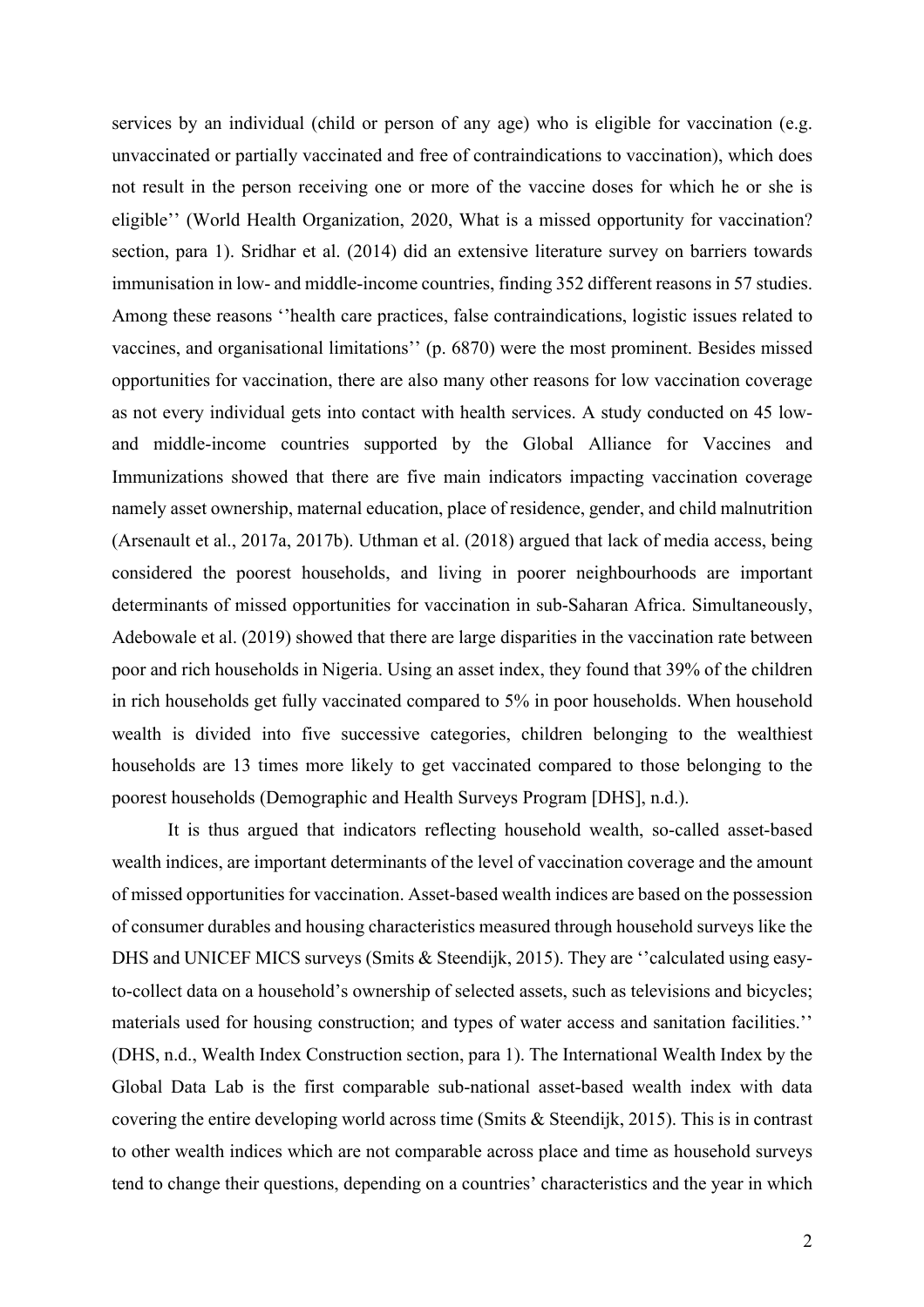services by an individual (child or person of any age) who is eligible for vaccination (e.g. unvaccinated or partially vaccinated and free of contraindications to vaccination), which does not result in the person receiving one or more of the vaccine doses for which he or she is eligible'' (World Health Organization, 2020, What is a missed opportunity for vaccination? section, para 1). Sridhar et al. (2014) did an extensive literature survey on barriers towards immunisation in low- and middle-income countries, finding 352 different reasons in 57 studies. Among these reasons ''health care practices, false contraindications, logistic issues related to vaccines, and organisational limitations'' (p. 6870) were the most prominent. Besides missed opportunities for vaccination, there are also many other reasons for low vaccination coverage as not every individual gets into contact with health services. A study conducted on 45 low- and middle-income countries supported by the Global Alliance for Vaccines and Immunizations showed that there are five main indicators impacting vaccination coverage namely asset ownership, maternal education, place of residence, gender, and child malnutrition (Arsenault et al., 2017a, 2017b). Uthman et al. (2018) argued that lack of media access, being considered the poorest households, and living in poorer neighbourhoods are important determinants of missed opportunities for vaccination in sub-Saharan Africa. Simultaneously, Adebowale et al. (2019) showed that there are large disparities in the vaccination rate between poor and rich households in Nigeria. Using an asset index, they found that 39% of the children in rich households get fully vaccinated compared to 5% in poor households. When household wealth is divided into five successive categories, children belonging to the wealthiest households are 13 times more likely to get vaccinated compared to those belonging to the poorest households (Demographic and Health Surveys Program [DHS], n.d.).

It is thus argued that indicators reflecting household wealth, so-called asset-based wealth indices, are important determinants of the level of vaccination coverage and the amount of missed opportunities for vaccination. Asset-based wealth indices are based on the possession of consumer durables and housing characteristics measured through household surveys like the DHS and UNICEF MICS surveys (Smits & Steendijk, 2015). They are ''calculated using easy-to-collect data on a household's ownership of selected assets, such as televisions and bicycles; materials used for housing construction; and types of water access and sanitation facilities.'' (DHS, n.d., Wealth Index Construction section, para 1). The International Wealth Index by the Global Data Lab is the first comparable sub-national asset-based wealth index with data covering the entire developing world across time (Smits & Steendijk, 2015). This is in contrast to other wealth indices which are not comparable across place and time as household surveys tend to change their questions, depending on a countries' characteristics and the year in which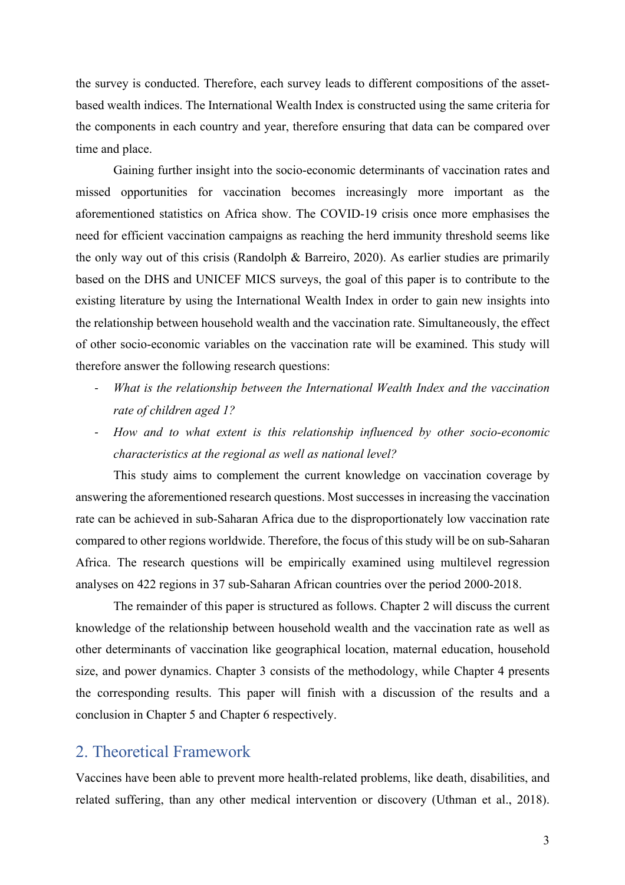the survey is conducted. Therefore, each survey leads to different compositions of the asset-based wealth indices. The International Wealth Index is constructed using the same criteria for the components in each country and year, therefore ensuring that data can be compared over time and place.

Gaining further insight into the socio-economic determinants of vaccination rates and missed opportunities for vaccination becomes increasingly more important as the aforementioned statistics on Africa show. The COVID-19 crisis once more emphasises the need for efficient vaccination campaigns as reaching the herd immunity threshold seems like the only way out of this crisis (Randolph & Barreiro, 2020). As earlier studies are primarily based on the DHS and UNICEF MICS surveys, the goal of this paper is to contribute to the existing literature by using the International Wealth Index in order to gain new insights into the relationship between household wealth and the vaccination rate. Simultaneously, the effect of other socio-economic variables on the vaccination rate will be examined. This study will therefore answer the following research questions:

- *What is the relationship between the International Wealth Index and the vaccination rate of children aged 1?*
- *How and to what extent is this relationship influenced by other socio-economic characteristics at the regional as well as national level?*

This study aims to complement the current knowledge on vaccination coverage by answering the aforementioned research questions. Most successes in increasing the vaccination rate can be achieved in sub-Saharan Africa due to the disproportionately low vaccination rate compared to other regions worldwide. Therefore, the focus of this study will be on sub-Saharan Africa. The research questions will be empirically examined using multilevel regression analyses on 422 regions in 37 sub-Saharan African countries over the period 2000-2018.

The remainder of this paper is structured as follows. Chapter 2 will discuss the current knowledge of the relationship between household wealth and the vaccination rate as well as other determinants of vaccination like geographical location, maternal education, household size, and power dynamics. Chapter 3 consists of the methodology, while Chapter 4 presents the corresponding results. This paper will finish with a discussion of the results and a conclusion in Chapter 5 and Chapter 6 respectively.

## 2. Theoretical Framework

Vaccines have been able to prevent more health-related problems, like death, disabilities, and related suffering, than any other medical intervention or discovery (Uthman et al., 2018).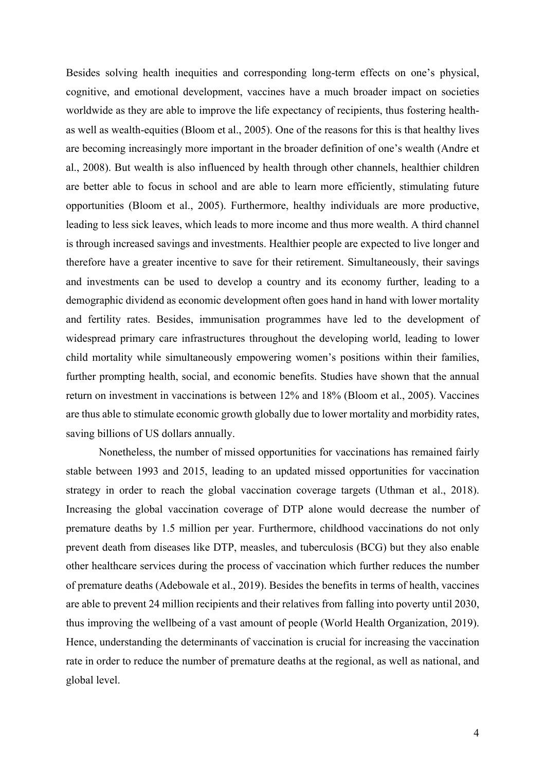Besides solving health inequities and corresponding long-term effects on one's physical, cognitive, and emotional development, vaccines have a much broader impact on societies worldwide as they are able to improve the life expectancy of recipients, thus fostering health- as well as wealth-equities (Bloom et al., 2005). One of the reasons for this is that healthy lives are becoming increasingly more important in the broader definition of one's wealth (Andre et al., 2008). But wealth is also influenced by health through other channels, healthier children are better able to focus in school and are able to learn more efficiently, stimulating future opportunities (Bloom et al., 2005). Furthermore, healthy individuals are more productive, leading to less sick leaves, which leads to more income and thus more wealth. A third channel is through increased savings and investments. Healthier people are expected to live longer and therefore have a greater incentive to save for their retirement. Simultaneously, their savings and investments can be used to develop a country and its economy further, leading to a demographic dividend as economic development often goes hand in hand with lower mortality and fertility rates. Besides, immunisation programmes have led to the development of widespread primary care infrastructures throughout the developing world, leading to lower child mortality while simultaneously empowering women's positions within their families, further prompting health, social, and economic benefits. Studies have shown that the annual return on investment in vaccinations is between 12% and 18% (Bloom et al., 2005). Vaccines are thus able to stimulate economic growth globally due to lower mortality and morbidity rates, saving billions of US dollars annually.

Nonetheless, the number of missed opportunities for vaccinations has remained fairly stable between 1993 and 2015, leading to an updated missed opportunities for vaccination strategy in order to reach the global vaccination coverage targets (Uthman et al., 2018). Increasing the global vaccination coverage of DTP alone would decrease the number of premature deaths by 1.5 million per year. Furthermore, childhood vaccinations do not only prevent death from diseases like DTP, measles, and tuberculosis (BCG) but they also enable other healthcare services during the process of vaccination which further reduces the number of premature deaths (Adebowale et al., 2019). Besides the benefits in terms of health, vaccines are able to prevent 24 million recipients and their relatives from falling into poverty until 2030, thus improving the wellbeing of a vast amount of people (World Health Organization, 2019). Hence, understanding the determinants of vaccination is crucial for increasing the vaccination rate in order to reduce the number of premature deaths at the regional, as well as national, and global level.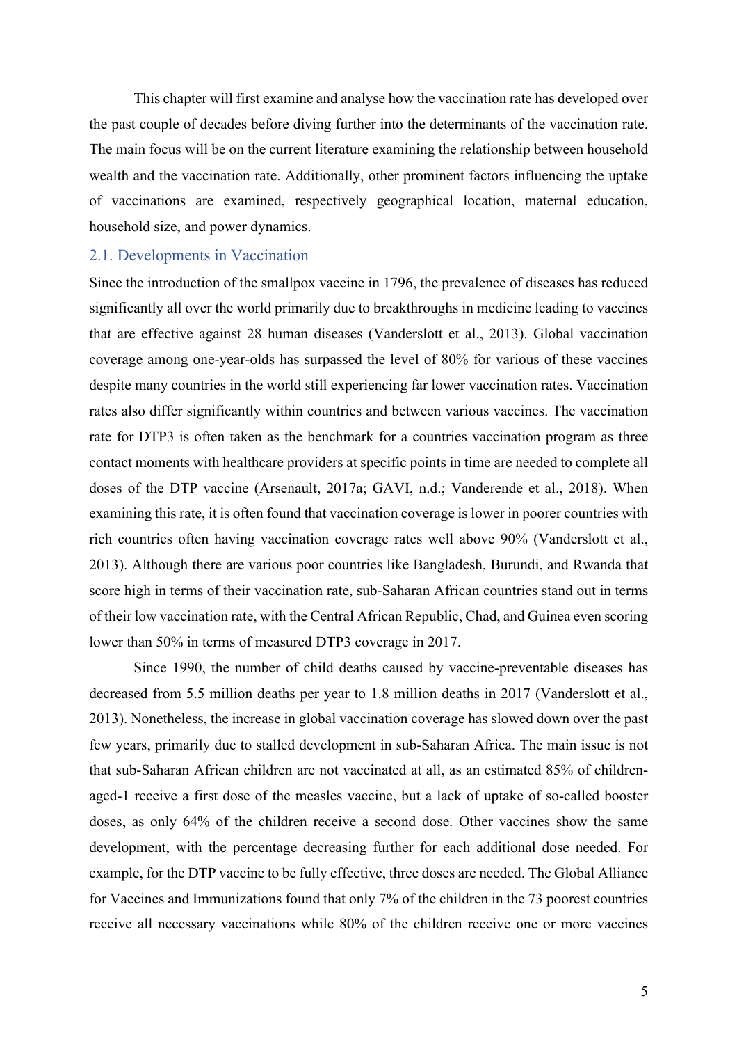This chapter will first examine and analyse how the vaccination rate has developed over the past couple of decades before diving further into the determinants of the vaccination rate. The main focus will be on the current literature examining the relationship between household wealth and the vaccination rate. Additionally, other prominent factors influencing the uptake of vaccinations are examined, respectively geographical location, maternal education, household size, and power dynamics.

## 2.1. Developments in Vaccination

Since the introduction of the smallpox vaccine in 1796, the prevalence of diseases has reduced significantly all over the world primarily due to breakthroughs in medicine leading to vaccines that are effective against 28 human diseases (Vanderslott et al., 2013). Global vaccination coverage among one-year-olds has surpassed the level of 80% for various of these vaccines despite many countries in the world still experiencing far lower vaccination rates. Vaccination rates also differ significantly within countries and between various vaccines. The vaccination rate for DTP3 is often taken as the benchmark for a countries vaccination program as three contact moments with healthcare providers at specific points in time are needed to complete all doses of the DTP vaccine (Arsenault, 2017a; GAVI, n.d.; Vanderende et al., 2018). When examining this rate, it is often found that vaccination coverage is lower in poorer countries with rich countries often having vaccination coverage rates well above 90% (Vanderslott et al., 2013). Although there are various poor countries like Bangladesh, Burundi, and Rwanda that score high in terms of their vaccination rate, sub-Saharan African countries stand out in terms of their low vaccination rate, with the Central African Republic, Chad, and Guinea even scoring lower than 50% in terms of measured DTP3 coverage in 2017.

Since 1990, the number of child deaths caused by vaccine-preventable diseases has decreased from 5.5 million deaths per year to 1.8 million deaths in 2017 (Vanderslott et al., 2013). Nonetheless, the increase in global vaccination coverage has slowed down over the past few years, primarily due to stalled development in sub-Saharan Africa. The main issue is not that sub-Saharan African children are not vaccinated at all, as an estimated 85% of children-aged-1 receive a first dose of the measles vaccine, but a lack of uptake of so-called booster doses, as only 64% of the children receive a second dose. Other vaccines show the same development, with the percentage decreasing further for each additional dose needed. For example, for the DTP vaccine to be fully effective, three doses are needed. The Global Alliance for Vaccines and Immunizations found that only 7% of the children in the 73 poorest countries receive all necessary vaccinations while 80% of the children receive one or more vaccines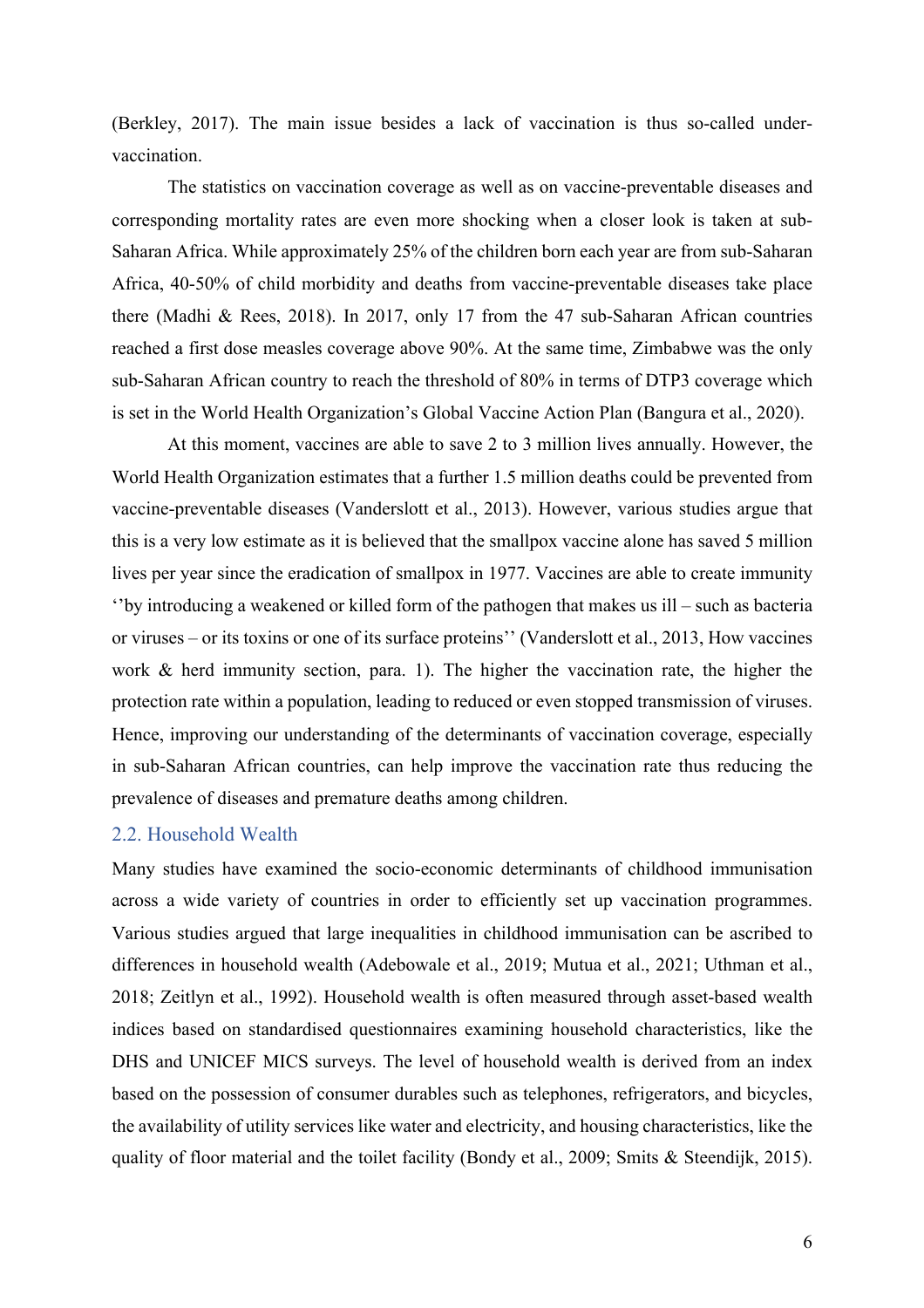(Berkley, 2017). The main issue besides a lack of vaccination is thus so-called under-vaccination.

The statistics on vaccination coverage as well as on vaccine-preventable diseases and corresponding mortality rates are even more shocking when a closer look is taken at sub-Saharan Africa. While approximately 25% of the children born each year are from sub-Saharan Africa, 40-50% of child morbidity and deaths from vaccine-preventable diseases take place there (Madhi & Rees, 2018). In 2017, only 17 from the 47 sub-Saharan African countries reached a first dose measles coverage above 90%. At the same time, Zimbabwe was the only sub-Saharan African country to reach the threshold of 80% in terms of DTP3 coverage which is set in the World Health Organization's Global Vaccine Action Plan (Bangura et al., 2020).

At this moment, vaccines are able to save 2 to 3 million lives annually. However, the World Health Organization estimates that a further 1.5 million deaths could be prevented from vaccine-preventable diseases (Vanderslott et al., 2013). However, various studies argue that this is a very low estimate as it is believed that the smallpox vaccine alone has saved 5 million lives per year since the eradication of smallpox in 1977. Vaccines are able to create immunity ''by introducing a weakened or killed form of the pathogen that makes us ill – such as bacteria or viruses – or its toxins or one of its surface proteins'' (Vanderslott et al., 2013, How vaccines work & herd immunity section, para. 1). The higher the vaccination rate, the higher the protection rate within a population, leading to reduced or even stopped transmission of viruses. Hence, improving our understanding of the determinants of vaccination coverage, especially in sub-Saharan African countries, can help improve the vaccination rate thus reducing the prevalence of diseases and premature deaths among children.

## 2.2. Household Wealth

Many studies have examined the socio-economic determinants of childhood immunisation across a wide variety of countries in order to efficiently set up vaccination programmes. Various studies argued that large inequalities in childhood immunisation can be ascribed to differences in household wealth (Adebowale et al., 2019; Mutua et al., 2021; Uthman et al., 2018; Zeitlyn et al., 1992). Household wealth is often measured through asset-based wealth indices based on standardised questionnaires examining household characteristics, like the DHS and UNICEF MICS surveys. The level of household wealth is derived from an index based on the possession of consumer durables such as telephones, refrigerators, and bicycles, the availability of utility services like water and electricity, and housing characteristics, like the quality of floor material and the toilet facility (Bondy et al., 2009; Smits & Steendijk, 2015).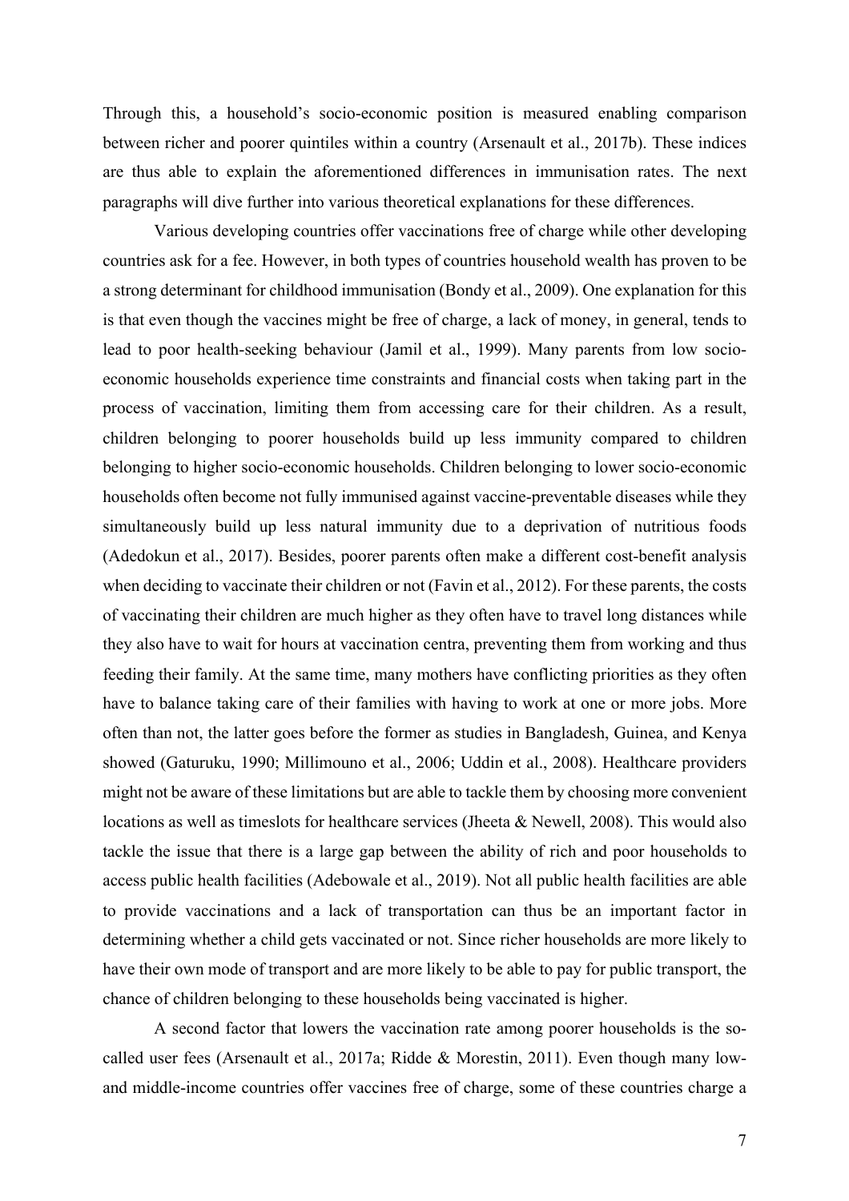Through this, a household's socio-economic position is measured enabling comparison between richer and poorer quintiles within a country (Arsenault et al., 2017b). These indices are thus able to explain the aforementioned differences in immunisation rates. The next paragraphs will dive further into various theoretical explanations for these differences.

Various developing countries offer vaccinations free of charge while other developing countries ask for a fee. However, in both types of countries household wealth has proven to be a strong determinant for childhood immunisation (Bondy et al., 2009). One explanation for this is that even though the vaccines might be free of charge, a lack of money, in general, tends to lead to poor health-seeking behaviour (Jamil et al., 1999). Many parents from low socio-economic households experience time constraints and financial costs when taking part in the process of vaccination, limiting them from accessing care for their children. As a result, children belonging to poorer households build up less immunity compared to children belonging to higher socio-economic households. Children belonging to lower socio-economic households often become not fully immunised against vaccine-preventable diseases while they simultaneously build up less natural immunity due to a deprivation of nutritious foods (Adedokun et al., 2017). Besides, poorer parents often make a different cost-benefit analysis when deciding to vaccinate their children or not (Favin et al., 2012). For these parents, the costs of vaccinating their children are much higher as they often have to travel long distances while they also have to wait for hours at vaccination centra, preventing them from working and thus feeding their family. At the same time, many mothers have conflicting priorities as they often have to balance taking care of their families with having to work at one or more jobs. More often than not, the latter goes before the former as studies in Bangladesh, Guinea, and Kenya showed (Gaturuku, 1990; Millimouno et al., 2006; Uddin et al., 2008). Healthcare providers might not be aware of these limitations but are able to tackle them by choosing more convenient locations as well as timeslots for healthcare services (Jheeta & Newell, 2008). This would also tackle the issue that there is a large gap between the ability of rich and poor households to access public health facilities (Adebowale et al., 2019). Not all public health facilities are able to provide vaccinations and a lack of transportation can thus be an important factor in determining whether a child gets vaccinated or not. Since richer households are more likely to have their own mode of transport and are more likely to be able to pay for public transport, the chance of children belonging to these households being vaccinated is higher.

A second factor that lowers the vaccination rate among poorer households is the so-called user fees (Arsenault et al., 2017a; Ridde & Morestin, 2011). Even though many low- and middle-income countries offer vaccines free of charge, some of these countries charge a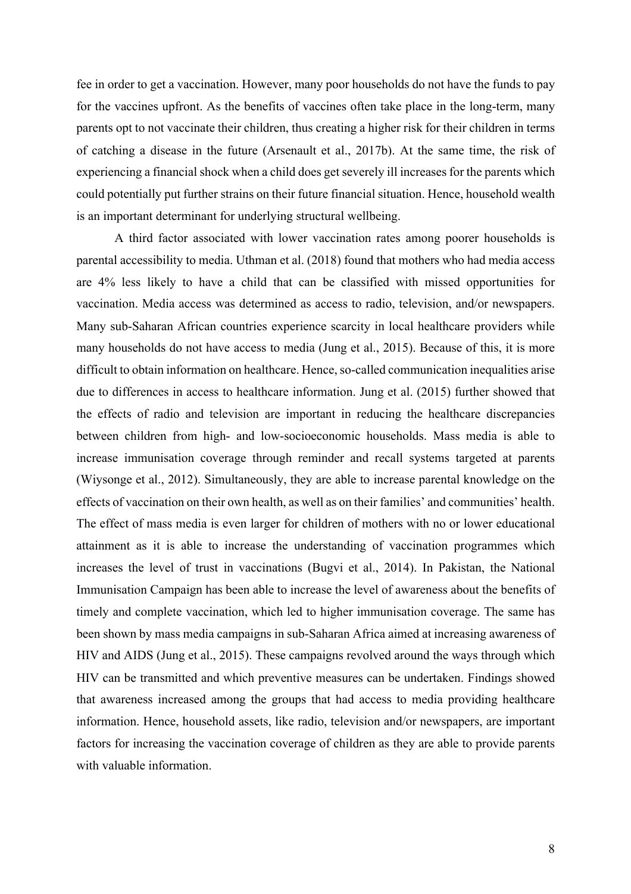fee in order to get a vaccination. However, many poor households do not have the funds to pay for the vaccines upfront. As the benefits of vaccines often take place in the long-term, many parents opt to not vaccinate their children, thus creating a higher risk for their children in terms of catching a disease in the future (Arsenault et al., 2017b). At the same time, the risk of experiencing a financial shock when a child does get severely ill increases for the parents which could potentially put further strains on their future financial situation. Hence, household wealth is an important determinant for underlying structural wellbeing.

A third factor associated with lower vaccination rates among poorer households is parental accessibility to media. Uthman et al. (2018) found that mothers who had media access are 4% less likely to have a child that can be classified with missed opportunities for vaccination. Media access was determined as access to radio, television, and/or newspapers. Many sub-Saharan African countries experience scarcity in local healthcare providers while many households do not have access to media (Jung et al., 2015). Because of this, it is more difficult to obtain information on healthcare. Hence, so-called communication inequalities arise due to differences in access to healthcare information. Jung et al. (2015) further showed that the effects of radio and television are important in reducing the healthcare discrepancies between children from high- and low-socioeconomic households. Mass media is able to increase immunisation coverage through reminder and recall systems targeted at parents (Wiysonge et al., 2012). Simultaneously, they are able to increase parental knowledge on the effects of vaccination on their own health, as well as on their families' and communities' health. The effect of mass media is even larger for children of mothers with no or lower educational attainment as it is able to increase the understanding of vaccination programmes which increases the level of trust in vaccinations (Bugvi et al., 2014). In Pakistan, the National Immunisation Campaign has been able to increase the level of awareness about the benefits of timely and complete vaccination, which led to higher immunisation coverage. The same has been shown by mass media campaigns in sub-Saharan Africa aimed at increasing awareness of HIV and AIDS (Jung et al., 2015). These campaigns revolved around the ways through which HIV can be transmitted and which preventive measures can be undertaken. Findings showed that awareness increased among the groups that had access to media providing healthcare information. Hence, household assets, like radio, television and/or newspapers, are important factors for increasing the vaccination coverage of children as they are able to provide parents with valuable information.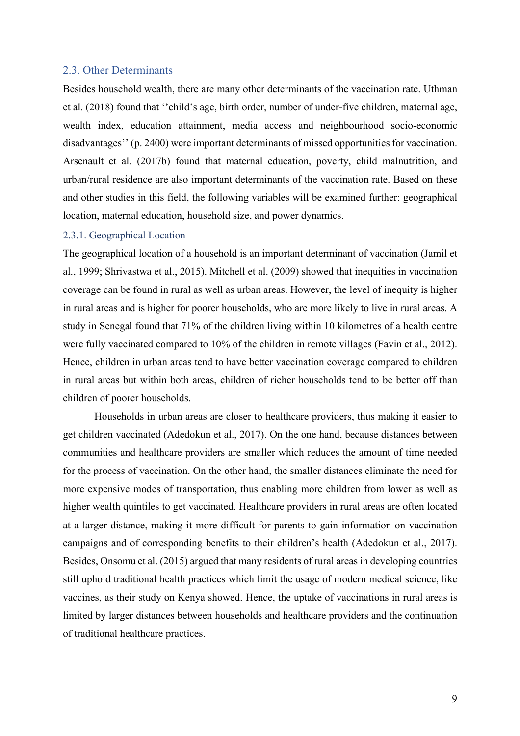### 2.3. Other Determinants

Besides household wealth, there are many other determinants of the vaccination rate. Uthman et al. (2018) found that ''child's age, birth order, number of under-five children, maternal age, wealth index, education attainment, media access and neighbourhood socio-economic disadvantages'' (p. 2400) were important determinants of missed opportunities for vaccination. Arsenault et al. (2017b) found that maternal education, poverty, child malnutrition, and urban/rural residence are also important determinants of the vaccination rate. Based on these and other studies in this field, the following variables will be examined further: geographical location, maternal education, household size, and power dynamics.

#### 2.3.1. Geographical Location

The geographical location of a household is an important determinant of vaccination (Jamil et al., 1999; Shrivastwa et al., 2015). Mitchell et al. (2009) showed that inequities in vaccination coverage can be found in rural as well as urban areas. However, the level of inequity is higher in rural areas and is higher for poorer households, who are more likely to live in rural areas. A study in Senegal found that 71% of the children living within 10 kilometres of a health centre were fully vaccinated compared to 10% of the children in remote villages (Favin et al., 2012). Hence, children in urban areas tend to have better vaccination coverage compared to children in rural areas but within both areas, children of richer households tend to be better off than children of poorer households.

Households in urban areas are closer to healthcare providers, thus making it easier to get children vaccinated (Adedokun et al., 2017). On the one hand, because distances between communities and healthcare providers are smaller which reduces the amount of time needed for the process of vaccination. On the other hand, the smaller distances eliminate the need for more expensive modes of transportation, thus enabling more children from lower as well as higher wealth quintiles to get vaccinated. Healthcare providers in rural areas are often located at a larger distance, making it more difficult for parents to gain information on vaccination campaigns and of corresponding benefits to their children's health (Adedokun et al., 2017). Besides, Onsomu et al. (2015) argued that many residents of rural areas in developing countries still uphold traditional health practices which limit the usage of modern medical science, like vaccines, as their study on Kenya showed. Hence, the uptake of vaccinations in rural areas is limited by larger distances between households and healthcare providers and the continuation of traditional healthcare practices.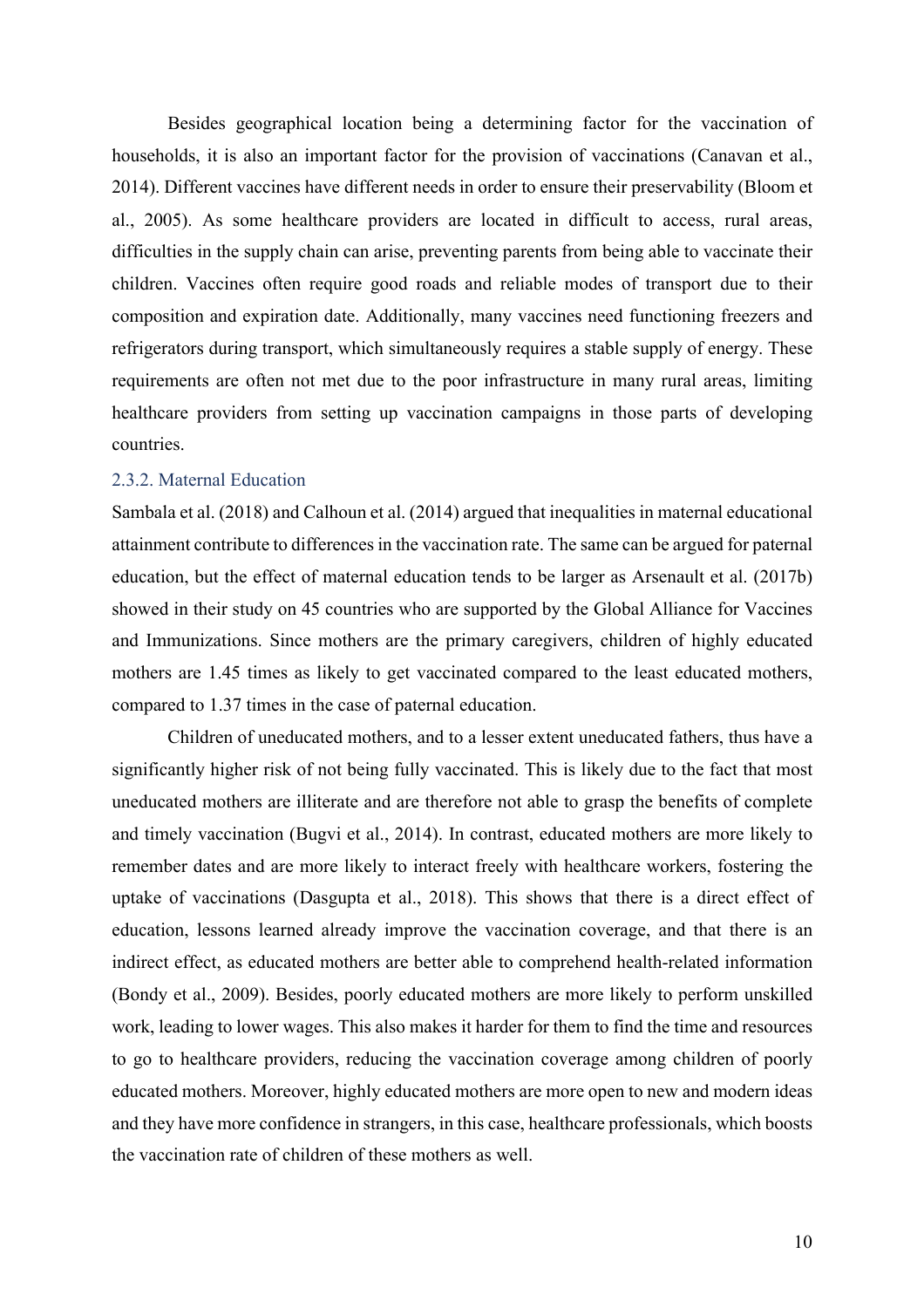Besides geographical location being a determining factor for the vaccination of households, it is also an important factor for the provision of vaccinations (Canavan et al., 2014). Different vaccines have different needs in order to ensure their preservability (Bloom et al., 2005). As some healthcare providers are located in difficult to access, rural areas, difficulties in the supply chain can arise, preventing parents from being able to vaccinate their children. Vaccines often require good roads and reliable modes of transport due to their composition and expiration date. Additionally, many vaccines need functioning freezers and refrigerators during transport, which simultaneously requires a stable supply of energy. These requirements are often not met due to the poor infrastructure in many rural areas, limiting healthcare providers from setting up vaccination campaigns in those parts of developing countries.

### 2.3.2. Maternal Education

Sambala et al. (2018) and Calhoun et al. (2014) argued that inequalities in maternal educational attainment contribute to differences in the vaccination rate. The same can be argued for paternal education, but the effect of maternal education tends to be larger as Arsenault et al. (2017b) showed in their study on 45 countries who are supported by the Global Alliance for Vaccines and Immunizations. Since mothers are the primary caregivers, children of highly educated mothers are 1.45 times as likely to get vaccinated compared to the least educated mothers, compared to 1.37 times in the case of paternal education.

Children of uneducated mothers, and to a lesser extent uneducated fathers, thus have a significantly higher risk of not being fully vaccinated. This is likely due to the fact that most uneducated mothers are illiterate and are therefore not able to grasp the benefits of complete and timely vaccination (Bugvi et al., 2014). In contrast, educated mothers are more likely to remember dates and are more likely to interact freely with healthcare workers, fostering the uptake of vaccinations (Dasgupta et al., 2018). This shows that there is a direct effect of education, lessons learned already improve the vaccination coverage, and that there is an indirect effect, as educated mothers are better able to comprehend health-related information (Bondy et al., 2009). Besides, poorly educated mothers are more likely to perform unskilled work, leading to lower wages. This also makes it harder for them to find the time and resources to go to healthcare providers, reducing the vaccination coverage among children of poorly educated mothers. Moreover, highly educated mothers are more open to new and modern ideas and they have more confidence in strangers, in this case, healthcare professionals, which boosts the vaccination rate of children of these mothers as well.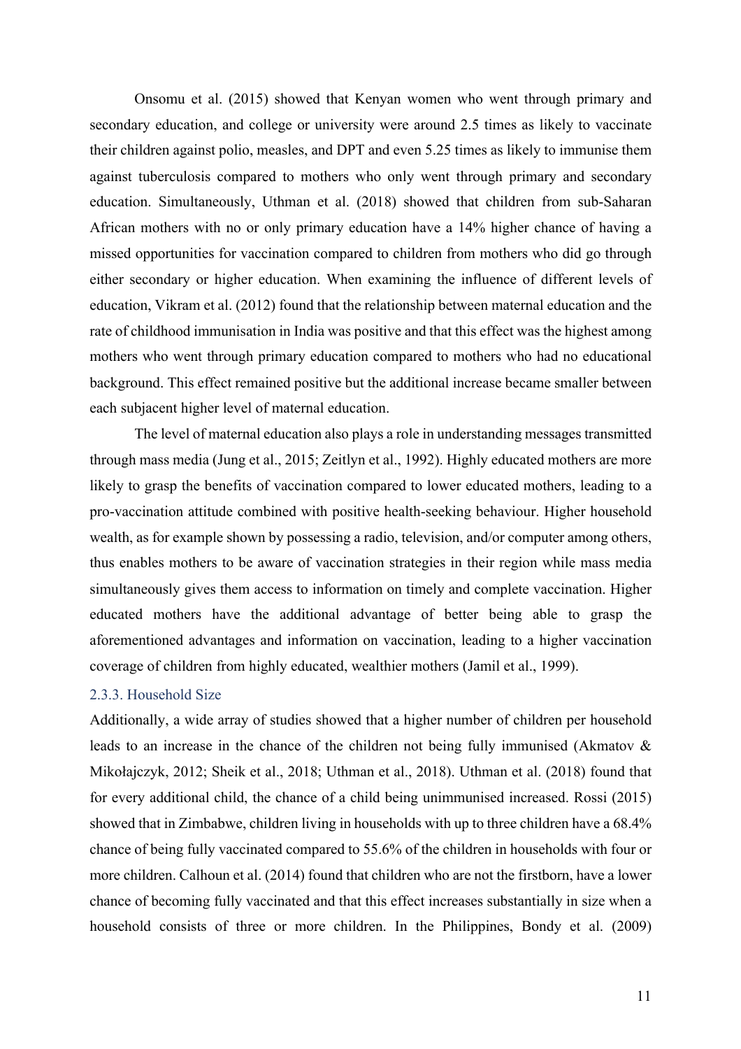Onsomu et al. (2015) showed that Kenyan women who went through primary and secondary education, and college or university were around 2.5 times as likely to vaccinate their children against polio, measles, and DPT and even 5.25 times as likely to immunise them against tuberculosis compared to mothers who only went through primary and secondary education. Simultaneously, Uthman et al. (2018) showed that children from sub-Saharan African mothers with no or only primary education have a 14% higher chance of having a missed opportunities for vaccination compared to children from mothers who did go through either secondary or higher education. When examining the influence of different levels of education, Vikram et al. (2012) found that the relationship between maternal education and the rate of childhood immunisation in India was positive and that this effect was the highest among mothers who went through primary education compared to mothers who had no educational background. This effect remained positive but the additional increase became smaller between each subjacent higher level of maternal education.

The level of maternal education also plays a role in understanding messages transmitted through mass media (Jung et al., 2015; Zeitlyn et al., 1992). Highly educated mothers are more likely to grasp the benefits of vaccination compared to lower educated mothers, leading to a pro-vaccination attitude combined with positive health-seeking behaviour. Higher household wealth, as for example shown by possessing a radio, television, and/or computer among others, thus enables mothers to be aware of vaccination strategies in their region while mass media simultaneously gives them access to information on timely and complete vaccination. Higher educated mothers have the additional advantage of better being able to grasp the aforementioned advantages and information on vaccination, leading to a higher vaccination coverage of children from highly educated, wealthier mothers (Jamil et al., 1999).

### 2.3.3. Household Size

Additionally, a wide array of studies showed that a higher number of children per household leads to an increase in the chance of the children not being fully immunised (Akmatov & Mikołajczyk, 2012; Sheik et al., 2018; Uthman et al., 2018). Uthman et al. (2018) found that for every additional child, the chance of a child being unimmunised increased. Rossi (2015) showed that in Zimbabwe, children living in households with up to three children have a 68.4% chance of being fully vaccinated compared to 55.6% of the children in households with four or more children. Calhoun et al. (2014) found that children who are not the firstborn, have a lower chance of becoming fully vaccinated and that this effect increases substantially in size when a household consists of three or more children. In the Philippines, Bondy et al. (2009)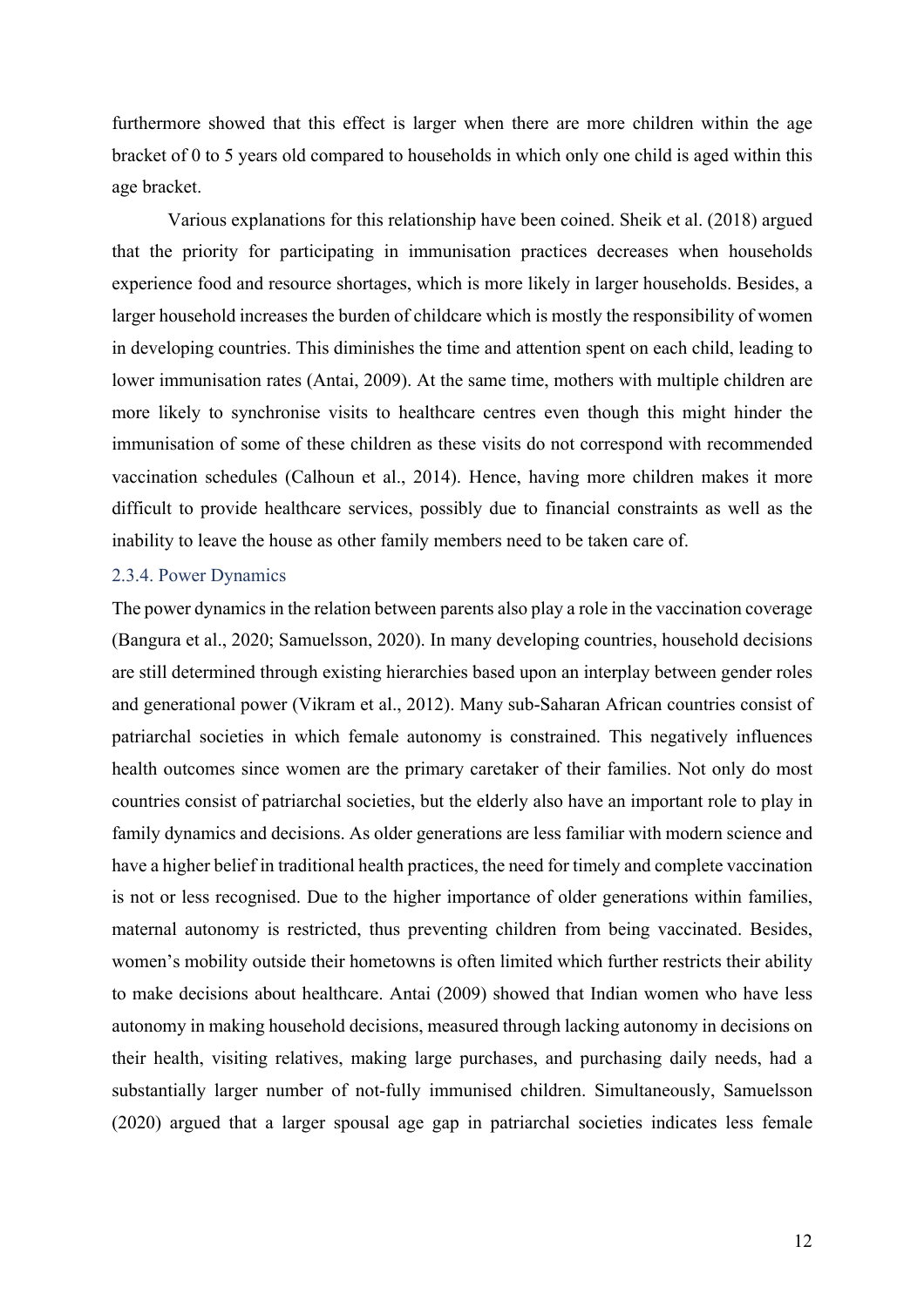furthermore showed that this effect is larger when there are more children within the age bracket of 0 to 5 years old compared to households in which only one child is aged within this age bracket.

Various explanations for this relationship have been coined. Sheik et al. (2018) argued that the priority for participating in immunisation practices decreases when households experience food and resource shortages, which is more likely in larger households. Besides, a larger household increases the burden of childcare which is mostly the responsibility of women in developing countries. This diminishes the time and attention spent on each child, leading to lower immunisation rates (Antai, 2009). At the same time, mothers with multiple children are more likely to synchronise visits to healthcare centres even though this might hinder the immunisation of some of these children as these visits do not correspond with recommended vaccination schedules (Calhoun et al., 2014). Hence, having more children makes it more difficult to provide healthcare services, possibly due to financial constraints as well as the inability to leave the house as other family members need to be taken care of.

### 2.3.4. Power Dynamics

The power dynamics in the relation between parents also play a role in the vaccination coverage (Bangura et al., 2020; Samuelsson, 2020). In many developing countries, household decisions are still determined through existing hierarchies based upon an interplay between gender roles and generational power (Vikram et al., 2012). Many sub-Saharan African countries consist of patriarchal societies in which female autonomy is constrained. This negatively influences health outcomes since women are the primary caretaker of their families. Not only do most countries consist of patriarchal societies, but the elderly also have an important role to play in family dynamics and decisions. As older generations are less familiar with modern science and have a higher belief in traditional health practices, the need for timely and complete vaccination is not or less recognised. Due to the higher importance of older generations within families, maternal autonomy is restricted, thus preventing children from being vaccinated. Besides, women's mobility outside their hometowns is often limited which further restricts their ability to make decisions about healthcare. Antai (2009) showed that Indian women who have less autonomy in making household decisions, measured through lacking autonomy in decisions on their health, visiting relatives, making large purchases, and purchasing daily needs, had a substantially larger number of not-fully immunised children. Simultaneously, Samuelsson (2020) argued that a larger spousal age gap in patriarchal societies indicates less female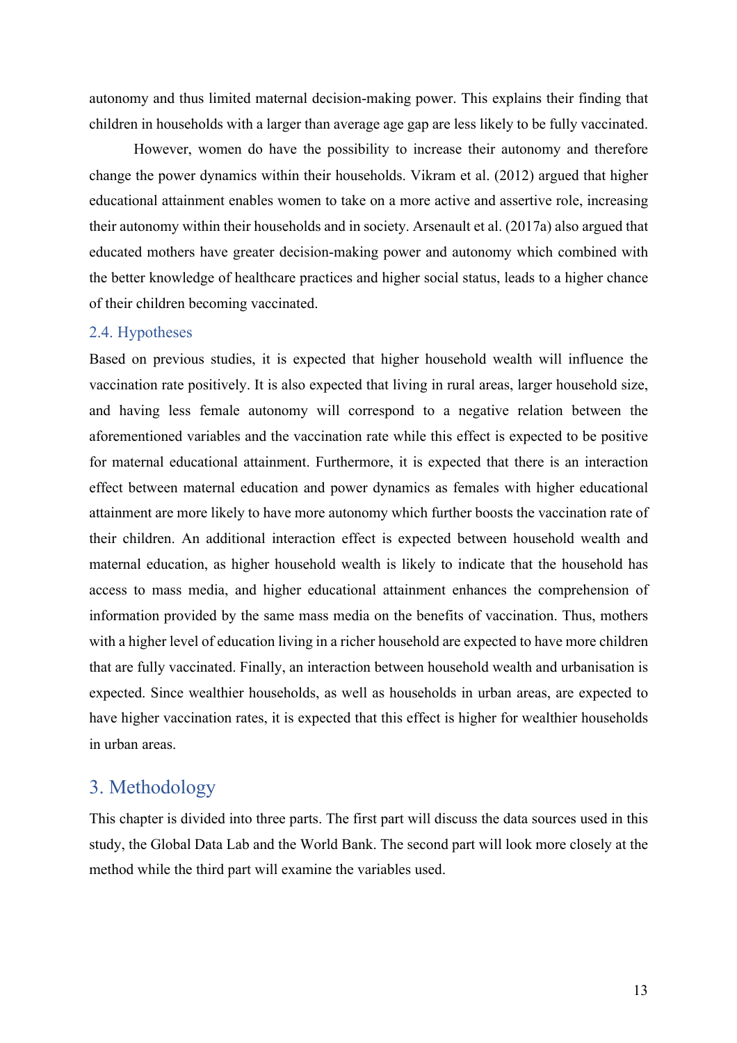autonomy and thus limited maternal decision-making power. This explains their finding that children in households with a larger than average age gap are less likely to be fully vaccinated.

However, women do have the possibility to increase their autonomy and therefore change the power dynamics within their households. Vikram et al. (2012) argued that higher educational attainment enables women to take on a more active and assertive role, increasing their autonomy within their households and in society. Arsenault et al. (2017a) also argued that educated mothers have greater decision-making power and autonomy which combined with the better knowledge of healthcare practices and higher social status, leads to a higher chance of their children becoming vaccinated.

### 2.4. Hypotheses

Based on previous studies, it is expected that higher household wealth will influence the vaccination rate positively. It is also expected that living in rural areas, larger household size, and having less female autonomy will correspond to a negative relation between the aforementioned variables and the vaccination rate while this effect is expected to be positive for maternal educational attainment. Furthermore, it is expected that there is an interaction effect between maternal education and power dynamics as females with higher educational attainment are more likely to have more autonomy which further boosts the vaccination rate of their children. An additional interaction effect is expected between household wealth and maternal education, as higher household wealth is likely to indicate that the household has access to mass media, and higher educational attainment enhances the comprehension of information provided by the same mass media on the benefits of vaccination. Thus, mothers with a higher level of education living in a richer household are expected to have more children that are fully vaccinated. Finally, an interaction between household wealth and urbanisation is expected. Since wealthier households, as well as households in urban areas, are expected to have higher vaccination rates, it is expected that this effect is higher for wealthier households in urban areas.

## 3. Methodology

This chapter is divided into three parts. The first part will discuss the data sources used in this study, the Global Data Lab and the World Bank. The second part will look more closely at the method while the third part will examine the variables used.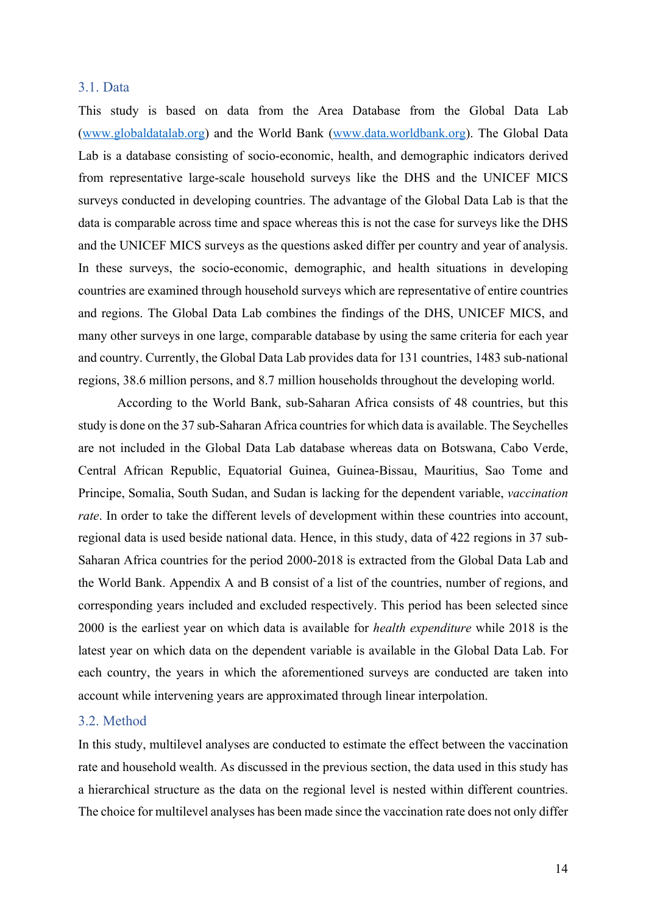### 3.1. Data

This study is based on data from the Area Database from the Global Data Lab (www.globaldatalab.org) and the World Bank (www.data.worldbank.org). The Global Data Lab is a database consisting of socio-economic, health, and demographic indicators derived from representative large-scale household surveys like the DHS and the UNICEF MICS surveys conducted in developing countries. The advantage of the Global Data Lab is that the data is comparable across time and space whereas this is not the case for surveys like the DHS and the UNICEF MICS surveys as the questions asked differ per country and year of analysis. In these surveys, the socio-economic, demographic, and health situations in developing countries are examined through household surveys which are representative of entire countries and regions. The Global Lab combines the findings of the DHS, UNICEF MICS, and many other surveys in one large, comparable database by using the same criteria for each year and country. Currently, the Global Data Lab provides data for 131 countries, 1483 sub-national regions, 38.6 million persons, and 8.7 million households throughout the developing world.

According to the World Bank, sub-Saharan Africa consists of 48 countries, but this study is done on the 37 sub-Saharan Africa countries for which data is available. The Seychelles are not included in the Global Data Lab database whereas data on Botswana, Cabo Verde, Central African Republic, Equatorial Guinea, Guinea-Bissau, Mauritius, Sao Tome and Principe, Somalia, South Sudan, and Sudan is lacking for the dependent variable, *vaccination rate*. In order to take the different levels of development within these countries into account, regional data is used beside national data. Hence, in this study, data of 422 regions in 37 sub-Saharan Africa countries for the period 2000-2018 is extracted from the Global Data Lab and the World Bank. Appendix A and B consist of a list of the countries, number of regions, and corresponding years included and excluded respectively. This period has been selected since 2000 is the earliest year on which data is available for *health expenditure* while 2018 is the latest year on which data on the dependent variable is available in the Global Data Lab. For each country, the years in which the aforementioned surveys are conducted are taken into account while intervening years are approximated through linear interpolation.

### 3.2. Method

In this study, multilevel analyses are conducted to estimate the effect between the vaccination rate and household wealth. As discussed in the previous section, the data used in this study has a hierarchical structure as the data on the regional level is nested within different countries. The choice for multilevel analyses has been made since the vaccination rate does not only differ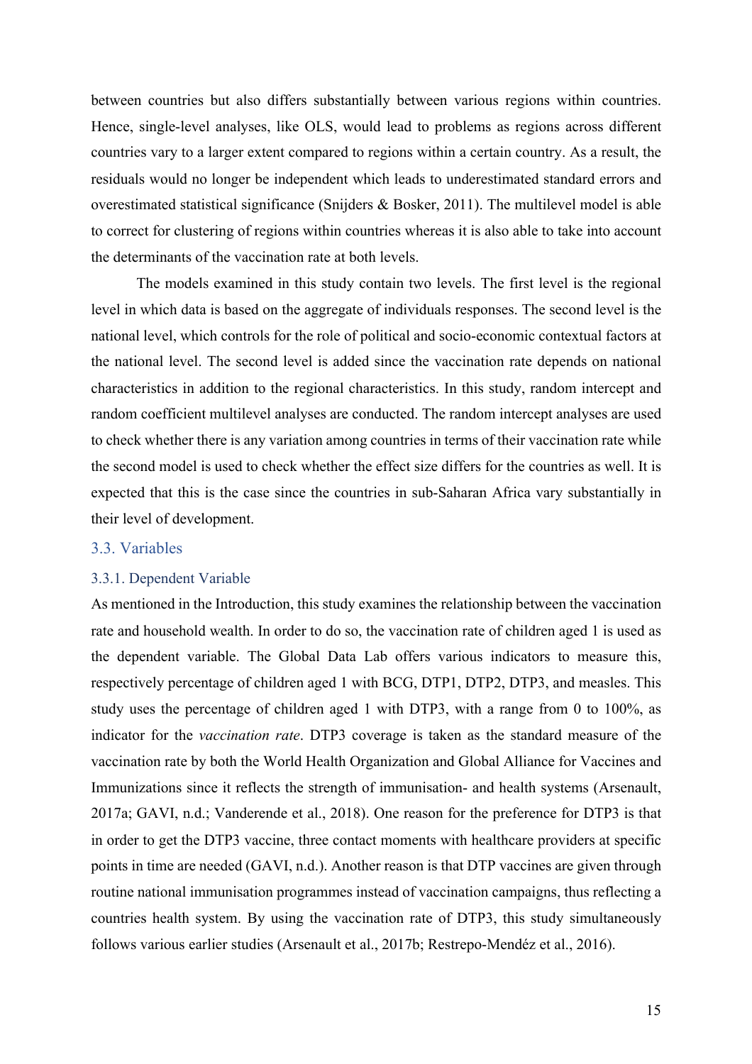between countries but also differs substantially between various regions within countries. Hence, single-level analyses, like OLS, would lead to problems as regions across different countries vary to a larger extent compared to regions within a certain country. As a result, the residuals would no longer be independent which leads to underestimated standard errors and overestimated statistical significance (Snijders & Bosker, 2011). The multilevel model is able to correct for clustering of regions within countries whereas it is also able to take into account the determinants of the vaccination rate at both levels.

The models examined in this study contain two levels. The first level is the regional level in which data is based on the aggregate of individuals responses. The second level is the national level, which controls for the role of political and socio-economic contextual factors at the national level. The second level is added since the vaccination rate depends on national characteristics in addition to the regional characteristics. In this study, random intercept and random coefficient multilevel analyses are conducted. The random intercept analyses are used to check whether there is any variation among countries in terms of their vaccination rate while the second model is used to check whether the effect size differs for the countries as well. It is expected that this is the case since the countries in sub-Saharan Africa vary substantially in their level of development.

## 3.3. Variables

### 3.3.1. Dependent Variable

As mentioned in the Introduction, this study examines the relationship between the vaccination rate and household wealth. In order to do so, the vaccination rate of children aged 1 is used as the dependent variable. The Global Data Lab offers various indicators to measure this, respectively percentage of children aged 1 with BCG, DTP1, DTP2, DTP3, and measles. This study uses the percentage of children aged 1 with DTP3, with a range from 0 to 100%, as indicator for the *vaccination rate*. DTP3 coverage is taken as the standard measure of the vaccination rate by both the World Health Organization and Global Alliance for Vaccines and Immunizations since it reflects the strength of immunisation- and health systems (Arsenault, 2017a; GAVI, n.d.; Vanderende et al., 2018). One reason for the preference for DTP3 is that in order to get the DTP3 vaccine, three contact moments with healthcare providers at specific points in time are needed (GAVI, n.d.). Another reason is that DTP vaccines are given through routine national immunisation programmes instead of vaccination campaigns, thus reflecting a countries health system. By using the vaccination rate of DTP3, this study simultaneously follows various earlier studies (Arsenault et al., 2017b; Restrepo-Mendéz et al., 2016).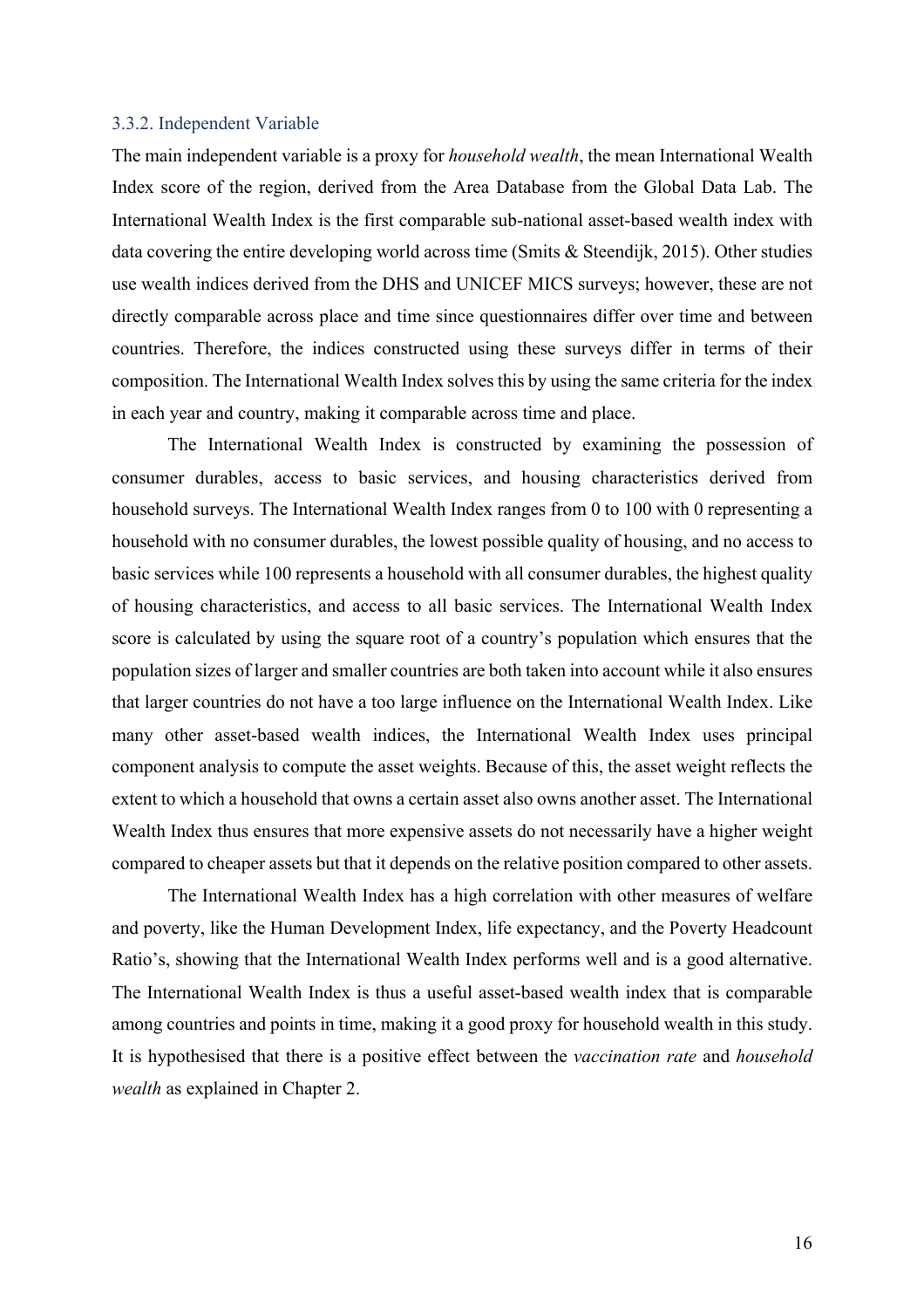### 3.3.2. Independent Variable

The main independent variable is a proxy for *household wealth*, the mean International Wealth Index score of the region, derived from the Area Database from the Global Data Lab. The International Wealth Index is the first comparable sub-national asset-based wealth index with data covering the entire developing world across time (Smits & Steendijk, 2015). Other studies use wealth indices derived from the DHS and UNICEF MICS surveys; however, these are not directly comparable across place and time since questionnaires differ over time and between countries. Therefore, the indices constructed using these surveys differ in terms of their composition. The International Wealth Index solves this by using the same criteria for the index in each year and country, making it comparable across time and place.

The International Wealth Index is constructed by examining the possession of consumer durables, access to basic services, and housing characteristics derived from household surveys. The International Wealth Index ranges from 0 to 100 with 0 representing a household with no consumer durables, the lowest possible quality of housing, and no access to basic services while 100 represents a household with all consumer durables, the highest quality of housing characteristics, and access to all basic services. The International Wealth Index score is calculated by using the square root of a country's population which ensures that the population sizes of larger and smaller countries are both taken into account while it also ensures that larger countries do not have a too large influence on the International Wealth Index. Like many other asset-based wealth indices, the International Wealth Index uses principal component analysis to compute the asset weights. Because of this, the asset weight reflects the extent to which a household that owns a certain asset also owns another asset. The International Wealth Index thus ensures that more expensive assets do not necessarily have a higher weight compared to cheaper assets but that it depends on the relative position compared to other assets.

The International Wealth Index has a high correlation with other measures of welfare and poverty, like the Human Development Index, life expectancy, and the Poverty Headcount Ratio's, showing that the International Wealth Index performs well and is a good alternative. The International Wealth Index is thus a useful asset-based wealth index that is comparable among countries and points in time, making it a good proxy for household wealth in this study. It is hypothesised that there is a positive effect between the *vaccination rate* and *household wealth* as explained in Chapter 2.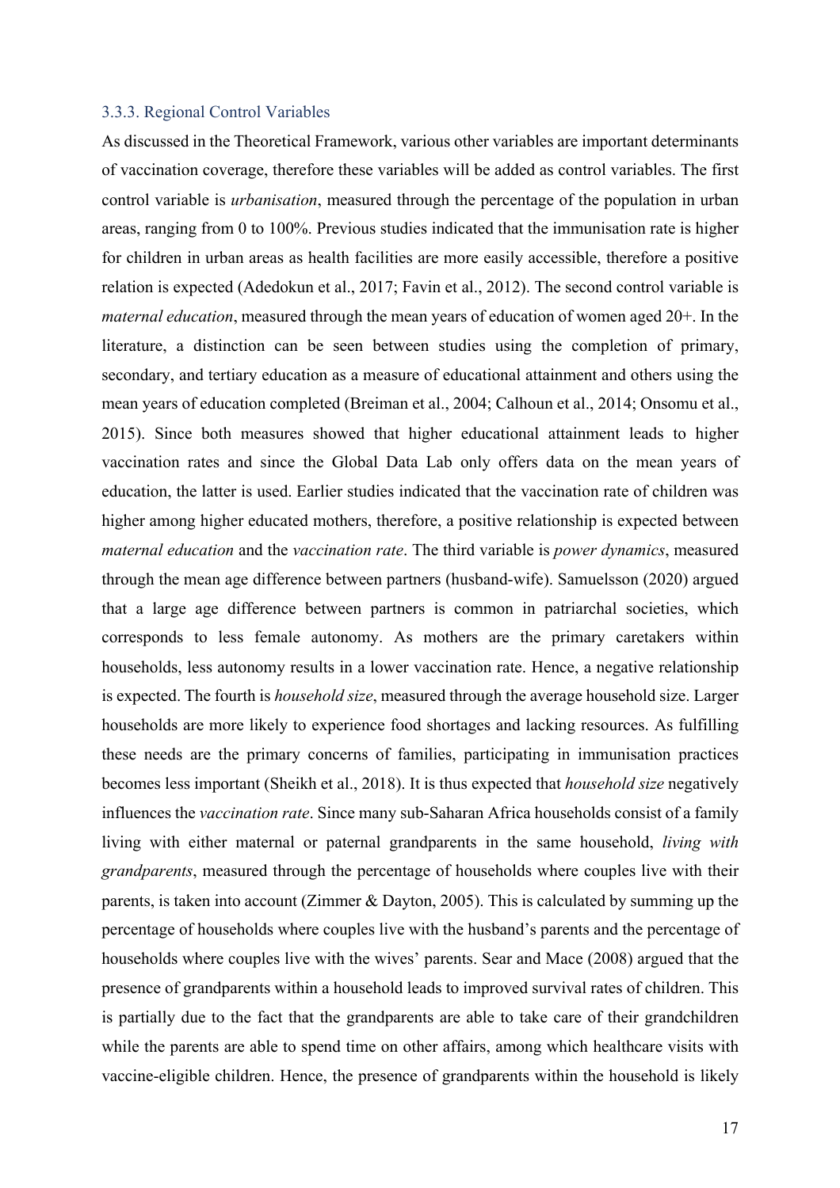### 3.3.3. Regional Control Variables

As discussed in the Theoretical Framework, various other variables are important determinants of vaccination coverage, therefore these variables will be added as control variables. The first control variable is *urbanisation*, measured through the percentage of the population in urban areas, ranging from 0 to 100%. Previous studies indicated that the immunisation rate is higher for children in urban areas as health facilities are more easily accessible, therefore a positive relation is expected (Adedokun et al., 2017; Favin et al., 2012). The second control variable is *maternal education*, measured through the mean years of education of women aged 20+. In the literature, a distinction can be seen between studies using the completion of primary, secondary, and tertiary education as a measure of educational attainment and others using the mean years of education completed (Breiman et al., 2004; Calhoun et al., 2014; Onsomu et al., 2015). Since both measures showed that higher educational attainment leads to higher vaccination rates and since the Global Data Lab only offers data on the mean years of education, the latter is used. Earlier studies indicated that the vaccination rate of children was higher among higher educated mothers, therefore, a positive relationship is expected between *maternal education* and the *vaccination rate*. The third variable is *power dynamics*, measured through the mean age difference between partners (husband-wife). Samuelsson (2020) argued that a large age difference between partners is common in patriarchal societies, which corresponds to less female autonomy. As mothers are the primary caretakers within households, less autonomy results in a lower vaccination rate. Hence, a negative relationship is expected. The fourth is *household size*, measured through the average household size. Larger households are more likely to experience food shortages and lacking resources. As fulfilling these needs are the primary concerns of families, participating in immunisation practices becomes less important (Sheikh et al., 2018). It is thus expected that *household size* negatively influences the *vaccination rate*. Since many sub-Saharan Africa households consist of a family living with either maternal or paternal grandparents in the same household, *living with grandparents*, measured through the percentage of households where couples live with their parents, is taken into account (Zimmer & Dayton, 2005). This is calculated by summing up the percentage of households where couples live with the husband's parents and the percentage of households where couples live with the wives' parents. Sear and Mace (2008) argued that the presence of grandparents within a household leads to improved survival rates of children. This is partially due to the fact that the grandparents are able to take care of their grandchildren while the parents are able to spend time on other affairs, among which healthcare visits with vaccine-eligible children. Hence, the presence of grandparents within the household is likely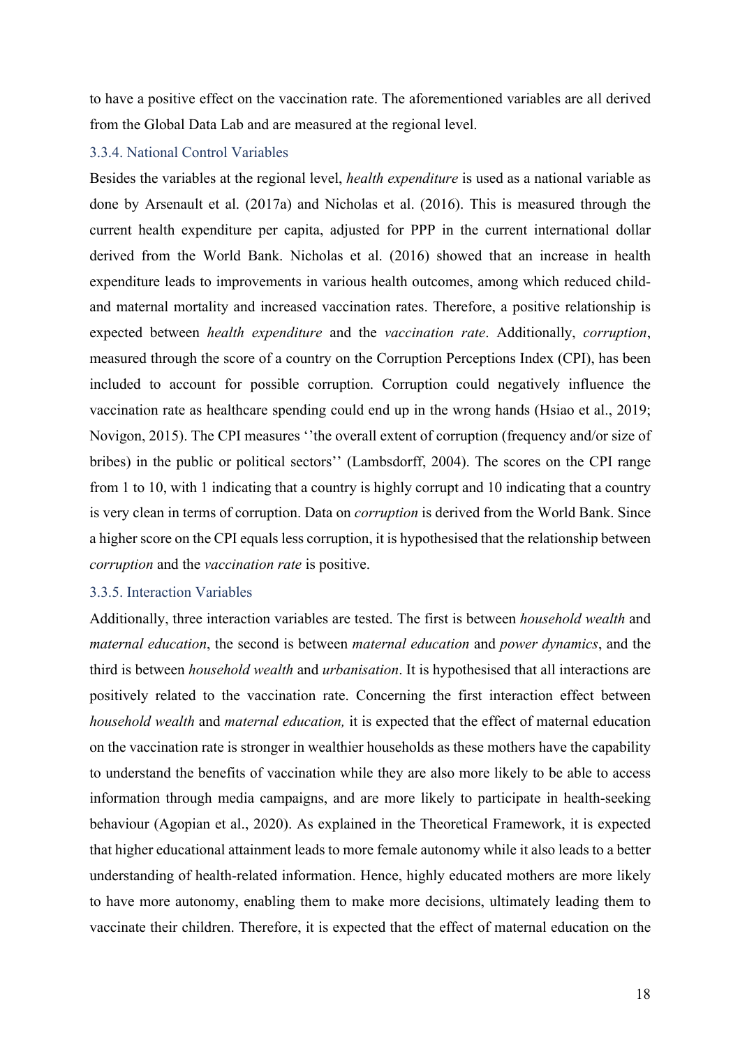to have a positive effect on the vaccination rate. The aforementioned variables are all derived from the Global Data Lab and are measured at the regional level.

### 3.3.4. National Control Variables

Besides the variables at the regional level, *health expenditure* is used as a national variable as done by Arsenault et al. (2017a) and Nicholas et al. (2016). This is measured through the current health expenditure per capita, adjusted for PPP in the current international dollar derived from the World Bank. Nicholas et al. (2016) showed that an increase in health expenditure leads to improvements in various health outcomes, among which reduced child- and maternal mortality and increased vaccination rates. Therefore, a positive relationship is expected between *health expenditure* and the *vaccination rate*. Additionally, *corruption*, measured through the score of a country on the Corruption Perceptions Index (CPI), has been included to account for possible corruption. Corruption could negatively influence the vaccination rate as healthcare spending could end up in the wrong hands (Hsiao et al., 2019; Novigon, 2015). The CPI measures ''the overall extent of corruption (frequency and/or size of bribes) in the public or political sectors'' (Lambsdorff, 2004). The scores on the CPI range from 1 to 10, with 1 indicating that a country is highly corrupt and 10 indicating that a country is very clean in terms of corruption. Data on *corruption* is derived from the World Bank. Since a higher score on the CPI equals less corruption, it is hypothesised that the relationship between *corruption* and the *vaccination rate* is positive.

### 3.3.5. Interaction Variables

Additionally, three interaction variables are tested. The first is between *household wealth* and *maternal education*, the second is between *maternal education* and *power dynamics*, and the third is between *household wealth* and *urbanisation*. It is hypothesised that all interactions are positively related to the vaccination rate. Concerning the first interaction effect between *household wealth* and *maternal education,* it is expected that the effect of maternal education on the vaccination rate is stronger in wealthier households as these mothers have the capability to understand the benefits of vaccination while they are also more likely to be able to access information through media campaigns, and are more likely to participate in health-seeking behaviour (Agopian et al., 2020). As explained in the Theoretical Framework, it is expected that higher educational attainment leads to more female autonomy while it also leads to a better understanding of health-related information. Hence, highly educated mothers are more likely to have more autonomy, enabling them to make more decisions, ultimately leading them to vaccinate their children. Therefore, it is expected that the effect of maternal education on the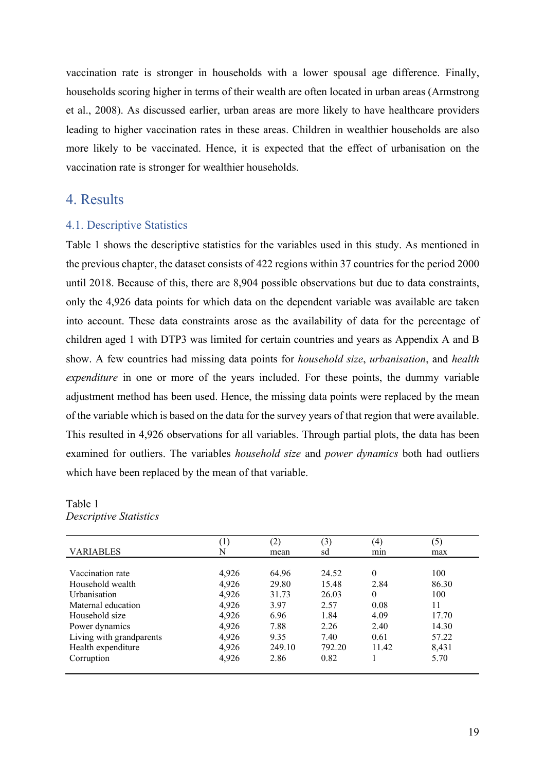vaccination rate is stronger in households with a lower spousal age difference. Finally, households scoring higher in terms of their wealth are often located in urban areas (Armstrong et al., 2008). As discussed earlier, urban areas are more likely to have healthcare providers leading to higher vaccination rates in these areas. Children in wealthier households are also more likely to be vaccinated. Hence, it is expected that the effect of urbanisation on the vaccination rate is stronger for wealthier households.

# 4. Results

## 4.1. Descriptive Statistics

Table 1 shows the descriptive statistics for the variables used in this study. As mentioned in the previous chapter, the dataset consists of 422 regions within 37 countries for the period 2000 until 2018. Because of this, there are 8,904 possible observations but due to data constraints, only the 4,926 data points for which data on the dependent variable was available are taken into account. These data constraints arose as the availability of data for the percentage of children aged 1 with DTP3 was limited for certain countries and years as Appendix A and B show. A few countries had missing data points for *household size*, *urbanisation*, and *health expenditure* in one or more of the years included. For these points, the dummy variable adjustment method has been used. Hence, the missing data points were replaced by the mean of the variable which is based on the data for the survey years of that region that were available. This resulted in 4,926 observations for all variables. Through partial plots, the data has been examined for outliers. The variables *household size* and *power dynamics* both had outliers which have been replaced by the mean of that variable.

Table 1
*Descriptive Statistics*

| VARIABLES | (1) N | (2) mean | (3) sd | (4) min | (5) max |
|---|---|---|---|---|---|
| Vaccination rate | 4,926 | 64.96 | 24.52 | 0 | 100 |
| Household wealth | 4,926 | 29.80 | 15.48 | 2.84 | 86.30 |
| Urbanisation | 4,926 | 31.73 | 26.03 | 0 | 100 |
| Maternal education | 4,926 | 3.97 | 2.57 | 0.08 | 11 |
| Household size | 4,926 | 6.96 | 1.84 | 4.09 | 17.70 |
| Power dynamics | 4,926 | 7.88 | 2.26 | 2.40 | 14.30 |
| Living with grandparents | 4,926 | 9.35 | 7.40 | 0.61 | 57.22 |
| Health expenditure | 4,926 | 249.10 | 792.20 | 11.42 | 8,431 |
| Corruption | 4,926 | 2.86 | 0.82 | 1 | 5.70 |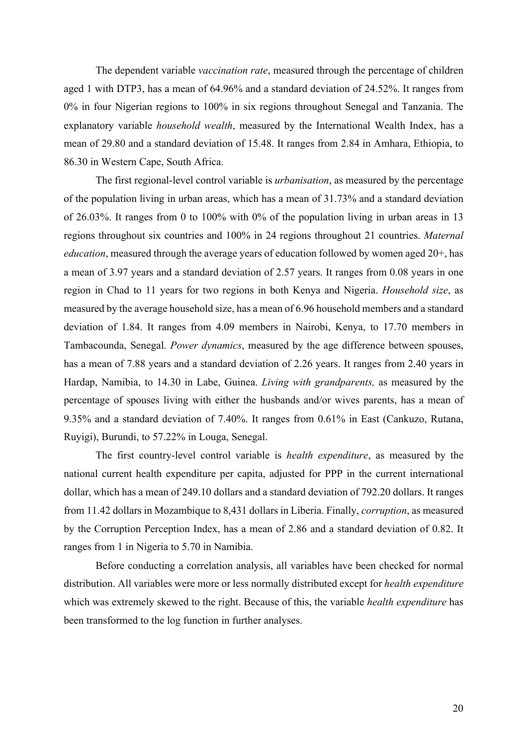The dependent variable *vaccination rate*, measured through the percentage of children aged 1 with DTP3, has a mean of 64.96% and a standard deviation of 24.52%. It ranges from 0% in four Nigerian regions to 100% in six regions throughout Senegal and Tanzania. The explanatory variable *household wealth*, measured by the International Wealth Index, has a mean of 29.80 and a standard deviation of 15.48. It ranges from 2.84 in Amhara, Ethiopia, to 86.30 in Western Cape, South Africa.

The first regional-level control variable is *urbanisation*, as measured by the percentage of the population living in urban areas, which has a mean of 31.73% and a standard deviation of 26.03%. It ranges from 0 to 100% with 0% of the population living in urban areas in 13 regions throughout six countries and 100% in 24 regions throughout 21 countries. *Maternal education*, measured through the average years of education followed by women aged 20+, has a mean of 3.97 years and a standard deviation of 2.57 years. It ranges from 0.08 years in one region in Chad to 11 years for two regions in both Kenya and Nigeria. *Household size*, as measured by the average household size, has a mean of 6.96 household members and a standard deviation of 1.84. It ranges from 4.09 members in Nairobi, Kenya, to 17.70 members in Tambacounda, Senegal. *Power dynamics*, measured by the age difference between spouses, has a mean of 7.88 years and a standard deviation of 2.26 years. It ranges from 2.40 years in Hardap, Namibia, to 14.30 in Labe, Guinea. *Living with grandparents,* as measured by the percentage of spouses living with either the husbands and/or wives parents, has a mean of 9.35% and a standard deviation of 7.40%. It ranges from 0.61% in East (Cankuzo, Rutana, Ruyigi), Burundi, to 57.22% in Louga, Senegal.

The first country-level control variable is *health expenditure*, as measured by the national current health expenditure per capita, adjusted for PPP in the current international dollar, which has a mean of 249.10 dollars and a standard deviation of 792.20 dollars. It ranges from 11.42 dollars in Mozambique to 8,431 dollars in Liberia. Finally, *corruption*, as measured by the Corruption Perception Index, has a mean of 2.86 and a standard deviation of 0.82. It ranges from 1 in Nigeria to 5.70 in Namibia.

Before conducting a correlation analysis, all variables have been checked for normal distribution. All variables were more or less normally distributed except for *health expenditure* which was extremely skewed to the right. Because of this, the variable *health expenditure* has been transformed to the log function in further analyses.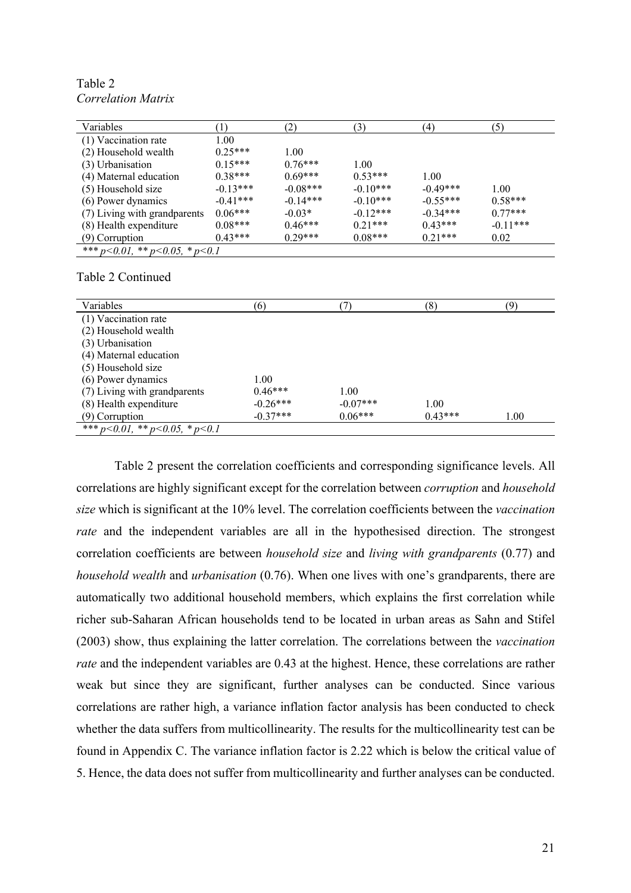Table 2
*Correlation Matrix*

| Variables | (1) | (2) | (3) | (4) | (5) |
|---|---|---|---|---|---|
| (1) Vaccination rate | 1.00 | | | | |
| (2) Household wealth | 0.25*** | 1.00 | | | |
| (3) Urbanisation | 0.15*** | 0.76*** | 1.00 | | |
| (4) Maternal education | 0.38*** | 0.69*** | 0.53*** | 1.00 | |
| (5) Household size | -0.13*** | -0.08*** | -0.10*** | -0.49*** | 1.00 |
| (6) Power dynamics | -0.41*** | -0.14*** | -0.10*** | -0.55*** | 0.58*** |
| (7) Living with grandparents | 0.06*** | -0.03* | -0.12*** | -0.34*** | 0.77*** |
| (8) Health expenditure | 0.08*** | 0.46*** | 0.21*** | 0.43*** | -0.11*** |
| (9) Corruption | 0.43*** | 0.29*** | 0.08*** | 0.21*** | 0.02 |

*\*\*\* p<0.01, \*\* p<0.05, \* p<0.1*

Table 2 Continued

| Variables | (6) | (7) | (8) | (9) |
|---|---|---|---|---|
| (1) Vaccination rate | | | | |
| (2) Household wealth | | | | |
| (3) Urbanisation | | | | |
| (4) Maternal education | | | | |
| (5) Household size | | | | |
| (6) Power dynamics | 1.00 | | | |
| (7) Living with grandparents | 0.46*** | 1.00 | | |
| (8) Health expenditure | -0.26*** | -0.07*** | 1.00 | |
| (9) Corruption | -0.37*** | 0.06*** | 0.43*** | 1.00 |

*\*\*\* p<0.01, \*\* p<0.05, \* p<0.1*

Table 2 present the correlation coefficients and corresponding significance levels. All correlations are highly significant except for the correlation between *corruption* and *household size* which is significant at the 10% level. The correlation coefficients between the *vaccination rate* and the independent variables are all in the hypothesised direction. The strongest correlation coefficients are between *household size* and *living with grandparents* (0.77) and *household wealth* and *urbanisation* (0.76). When one lives with one's grandparents, there are automatically two additional household members, which explains the first correlation while richer sub-Saharan African households tend to be located in urban areas as Sahn and Stifel (2003) show, thus explaining the latter correlation. The correlations between the *vaccination rate* and the independent variables are 0.43 at the highest. Hence, these correlations are rather weak but since they are significant, further analyses can be conducted. Since various correlations are rather high, a variance inflation factor analysis has been conducted to check whether the data suffers from multicollinearity. The results for the multicollinearity test can be found in Appendix C. The variance inflation factor is 2.22 which is below the critical value of 5. Hence, the data does not suffer from multicollinearity and further analyses can be conducted.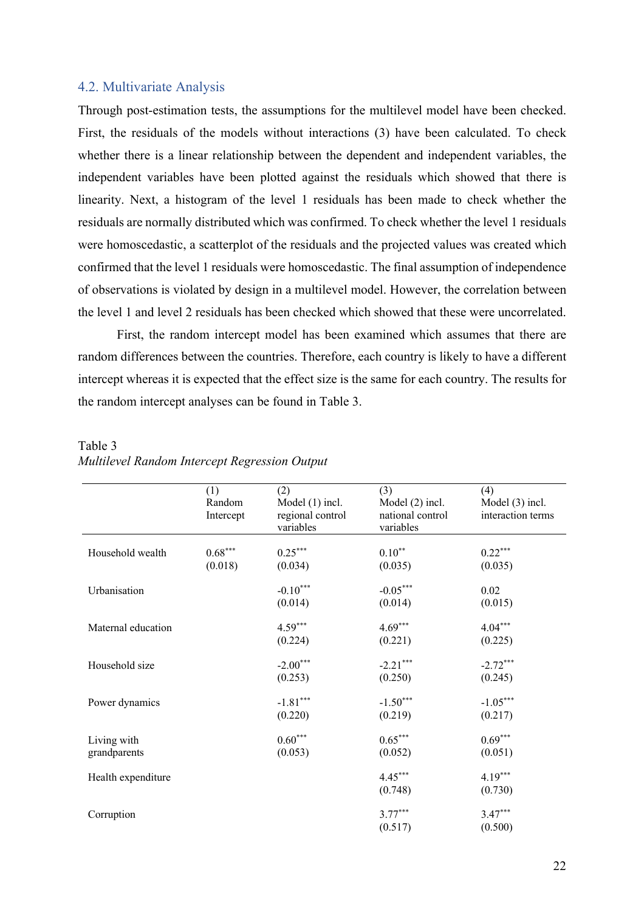### 4.2. Multivariate Analysis

Through post-estimation tests, the assumptions for the multilevel model have been checked. First, the residuals of the models without interactions (3) have been calculated. To check whether there is a linear relationship between the dependent and independent variables, the independent variables have been plotted against the residuals which showed that there is linearity. Next, a histogram of the level 1 residuals has been made to check whether the residuals are normally distributed which was confirmed. To check whether the level 1 residuals were homoscedastic, a scatterplot of the residuals and the projected values was created which confirmed that the level 1 residuals were homoscedastic. The final assumption of independence of observations is violated by design in a multilevel model. However, the correlation between the level 1 and level 2 residuals has been checked which showed that these were uncorrelated.

First, the random intercept model has been examined which assumes that there are random differences between the countries. Therefore, each country is likely to have a different intercept whereas it is expected that the effect size is the same for each country. The results for the random intercept analyses can be found in Table 3.

Table 3
*Multilevel Random Intercept Regression Output*

| | (1) Random Intercept | (2) Model (1) incl. regional control variables | (3) Model (2) incl. national control variables | (4) Model (3) incl. interaction terms |
|---|---|---|---|---|
| Household wealth | 0.68*** | 0.25*** | 0.10** | 0.22*** |
| | (0.018) | (0.034) | (0.035) | (0.035) |
| Urbanisation | | -0.10*** | -0.05*** | 0.02 |
| | | (0.014) | (0.014) | (0.015) |
| Maternal education | | 4.59*** | 4.69*** | 4.04*** |
| | | (0.224) | (0.221) | (0.225) |
| Household size | | -2.00*** | -2.21*** | -2.72*** |
| | | (0.253) | (0.250) | (0.245) |
| Power dynamics | | -1.81*** | -1.50*** | -1.05*** |
| | | (0.220) | (0.219) | (0.217) |
| Living with grandparents | | 0.60*** | 0.65*** | 0.69*** |
| | | (0.053) | (0.052) | (0.051) |
| Health expenditure | | | 4.45*** | 4.19*** |
| | | | (0.748) | (0.730) |
| Corruption | | | 3.77*** | 3.47*** |
| | | | (0.517) | (0.500) |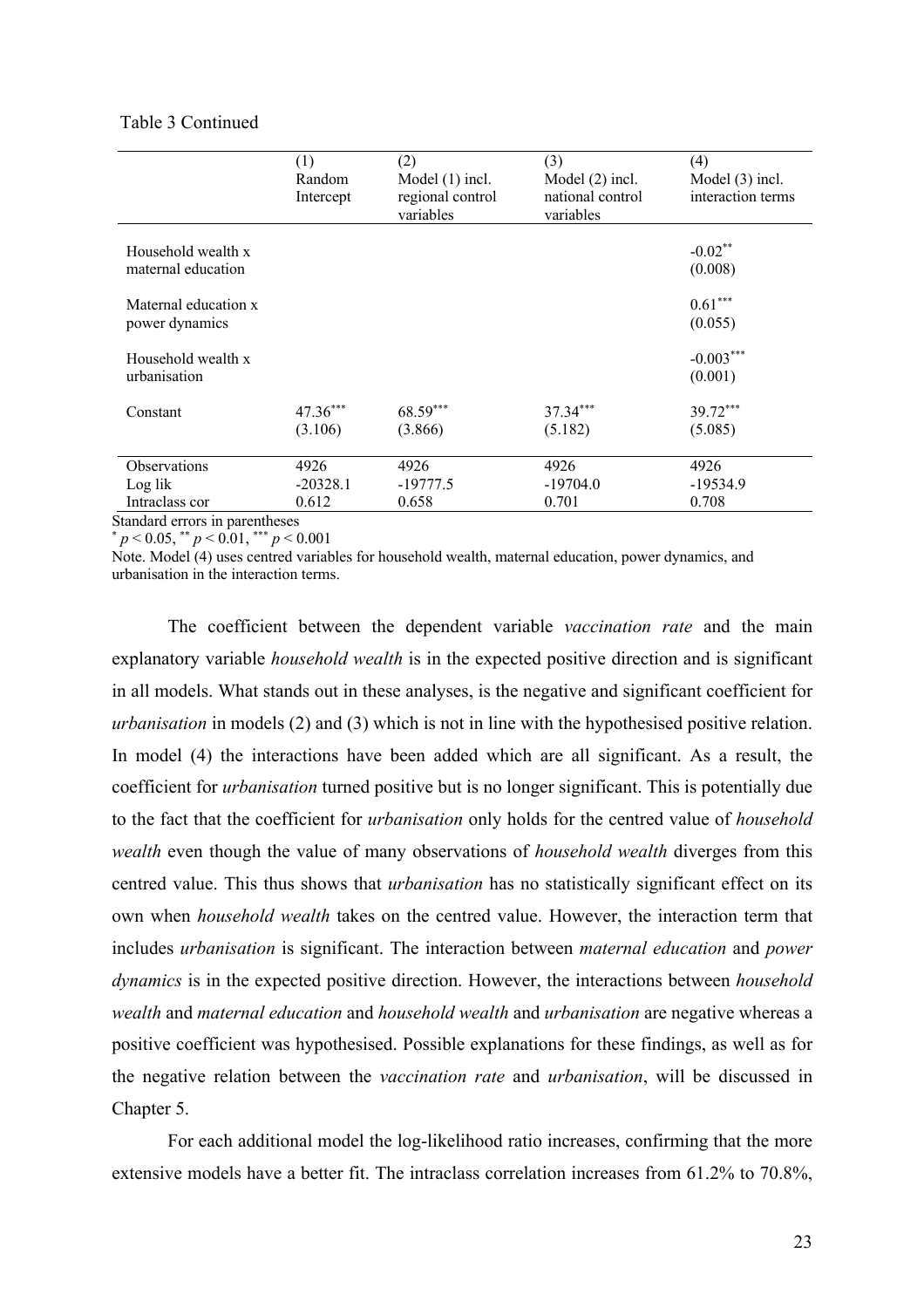Table 3 Continued

| | (1) Random Intercept | (2) Model (1) incl. regional control variables | (3) Model (2) incl. national control variables | (4) Model (3) incl. interaction terms |
|---|---|---|---|---|
| Household wealth x maternal education | | | | $-0.02^{**}$ |
| | | | | (0.008) |
| Maternal education x power dynamics | | | | $0.61^{***}$ |
| | | | | (0.055) |
| Household wealth x urbanisation | | | | $-0.003^{***}$ |
| | | | | (0.001) |
| Constant | $47.36^{***}$ | $68.59^{***}$ | $37.34^{***}$ | $39.72^{***}$ |
| | (3.106) | (3.866) | (5.182) | (5.085) |
| Observations | 4926 | 4926 | 4926 | 4926 |
| Log lik | -20328.1 | -19777.5 | -19704.0 | -19534.9 |
| Intraclass cor | 0.612 | 0.658 | 0.701 | 0.708 |

Standard errors in parentheses

$^{*}$ $p < 0.05$, $^{**}$ $p < 0.01$, $^{***}$ $p < 0.001$

Note. Model (4) uses centred variables for household wealth, maternal education, power dynamics, and urbanisation in the interaction terms.

The coefficient between the dependent variable *vaccination rate* and the main explanatory variable *household wealth* is in the expected positive direction and is significant in all models. What stands out in these analyses, is the negative and significant coefficient for *urbanisation* in models (2) and (3) which is not in line with the hypothesised positive relation. In model (4) the interactions have been added which are all significant. As a result, the coefficient for *urbanisation* turned positive but is no longer significant. This is potentially due to the fact that the coefficient for *urbanisation* only holds for the centred value of *household wealth* even though the value of many observations of *household wealth* diverges from this centred value. This thus shows that *urbanisation* has no statistically significant effect on its own when *household wealth* takes on the centred value. However, the interaction term that includes *urbanisation* is significant. The interaction between *maternal education* and *power dynamics* is in the expected positive direction. However, the interactions between *household wealth* and *maternal education* and *household wealth* and *urbanisation* are negative whereas a positive coefficient was hypothesised. Possible explanations for these findings, as well as for the negative relation between the *vaccination rate* and *urbanisation*, will be discussed in Chapter 5.

For each additional model the log-likelihood ratio increases, confirming that the more extensive models have a better fit. The intraclass correlation increases from 61.2% to 70.8%,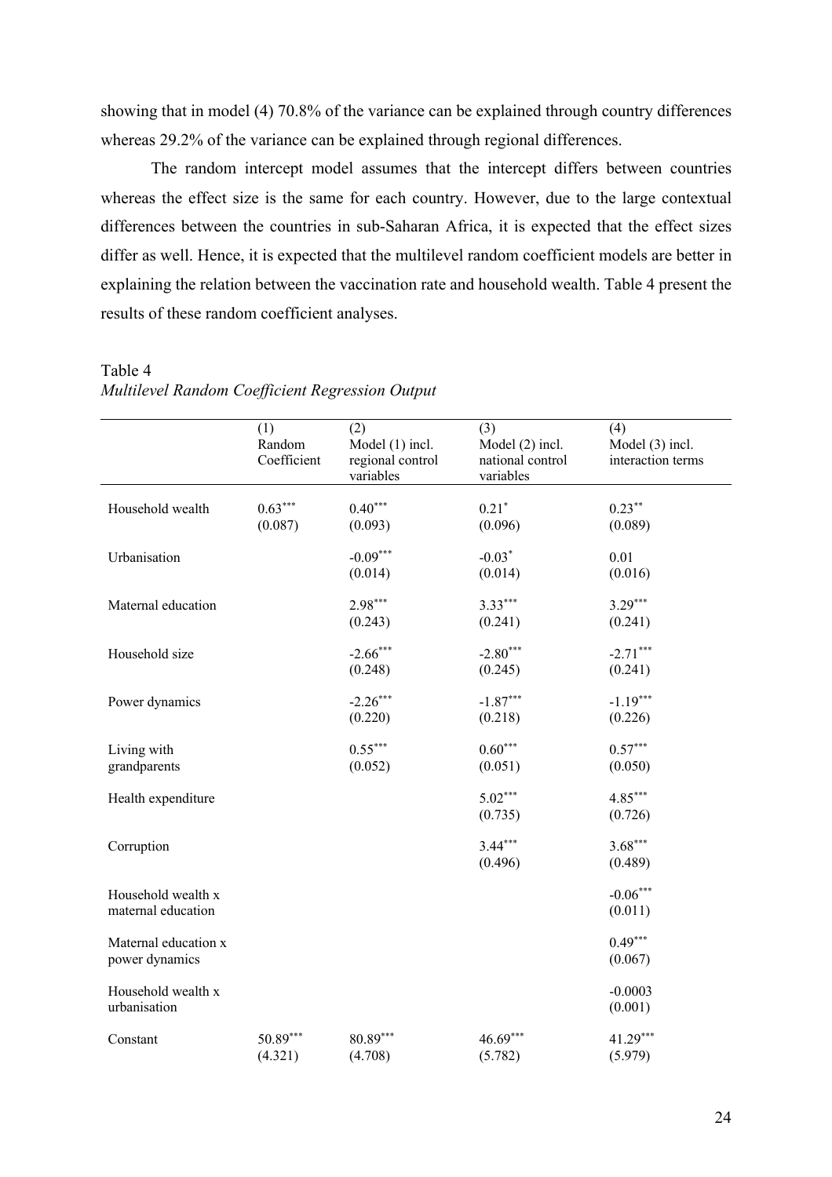showing that in model (4) 70.8% of the variance can be explained through country differences whereas 29.2% of the variance can be explained through regional differences.

The random intercept model assumes that the intercept differs between countries whereas the effect size is the same for each country. However, due to the large contextual differences between the countries in sub-Saharan Africa, it is expected that the effect sizes differ as well. Hence, it is expected that the multilevel random coefficient models are better in explaining the relation between the vaccination rate and household wealth. Table 4 present the results of these random coefficient analyses.

Table 4
*Multilevel Random Coefficient Regression Output*

| | (1) Random Coefficient | (2) Model (1) incl. regional control variables | (3) Model (2) incl. national control variables | (4) Model (3) incl. interaction terms |
|---|---|---|---|---|
| Household wealth | $0.63^{***}$ | $0.40^{***}$ | $0.21^{*}$ | $0.23^{**}$ |
| | (0.087) | (0.093) | (0.096) | (0.089) |
| Urbanisation | | $-0.09^{***}$ | $-0.03^{*}$ | 0.01 |
| | | (0.014) | (0.014) | (0.016) |
| Maternal education | | $2.98^{***}$ | $3.33^{***}$ | $3.29^{***}$ |
| | | (0.243) | (0.241) | (0.241) |
| Household size | | $-2.66^{***}$ | $-2.80^{***}$ | $-2.71^{***}$ |
| | | (0.248) | (0.245) | (0.241) |
| Power dynamics | | $-2.26^{***}$ | $-1.87^{***}$ | $-1.19^{***}$ |
| | | (0.220) | (0.218) | (0.226) |
| Living with grandparents | | $0.55^{***}$ | $0.60^{***}$ | $0.57^{***}$ |
| | | (0.052) | (0.051) | (0.050) |
| Health expenditure | | | $5.02^{***}$ | $4.85^{***}$ |
| | | | (0.735) | (0.726) |
| Corruption | | | $3.44^{***}$ | $3.68^{***}$ |
| | | | (0.496) | (0.489) |
| Household wealth x maternal education | | | | $-0.06^{***}$ |
| | | | | (0.011) |
| Maternal education x power dynamics | | | | $0.49^{***}$ |
| | | | | (0.067) |
| Household wealth x urbanisation | | | | -0.0003 |
| | | | | (0.001) |
| Constant | $50.89^{***}$ | $80.89^{***}$ | $46.69^{***}$ | $41.29^{***}$ |
| | (4.321) | (4.708) | (5.782) | (5.979) |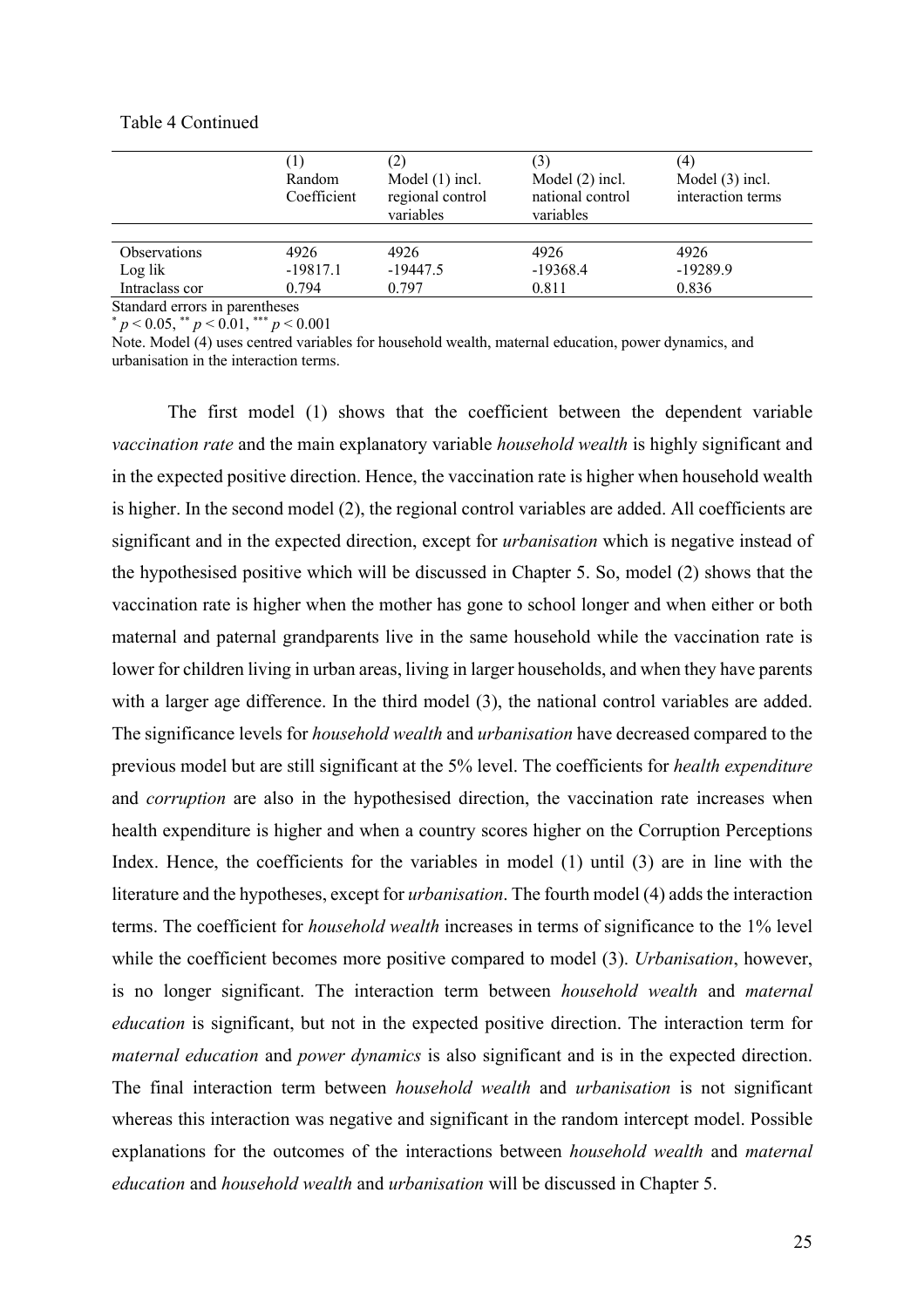Table 4 Continued

| | (1) Random Coefficient | (2) Model (1) incl. regional control variables | (3) Model (2) incl. national control variables | (4) Model (3) incl. interaction terms |
|---|---|---|---|---|
| Observations | 4926 | 4926 | 4926 | 4926 |
| Log lik | -19817.1 | -19447.5 | -19368.4 | -19289.9 |
| Intraclass cor | 0.794 | 0.797 | 0.811 | 0.836 |

Standard errors in parentheses

[*] $p < 0.05$, [**] $p < 0.01$, [***] $p < 0.001$

Note. Model (4) uses centred variables for household wealth, maternal education, power dynamics, and urbanisation in the interaction terms.

The first model (1) shows that the coefficient between the dependent variable *vaccination rate* and the main explanatory variable *household wealth* is highly significant and in the expected positive direction. Hence, the vaccination rate is higher when household wealth is higher. In the second model (2), the regional control variables are added. All coefficients are significant and in the expected direction, except for *urbanisation* which is negative instead of the hypothesised positive which will be discussed in Chapter 5. So, model (2) shows that the vaccination rate is higher when the mother has gone to school longer and when either or both maternal and paternal grandparents live in the same household while the vaccination rate is lower for children living in urban areas, living in larger households, and when they have parents with a larger age difference. In the third model (3), the national control variables are added. The significance levels for *household wealth* and *urbanisation* have decreased compared to the previous model but are still significant at the 5% level. The coefficients for *health expenditure* and *corruption* are also in the hypothesised direction, the vaccination rate increases when health expenditure is higher and when a country scores higher on the Corruption Perceptions Index. Hence, the coefficients for the variables in model (1) until (3) are in line with the literature and the hypotheses, except for *urbanisation*. The fourth model (4) adds the interaction terms. The coefficient for *household wealth* increases in terms of significance to the 1% level while the coefficient becomes more positive compared to model (3). *Urbanisation*, however, is no longer significant. The interaction term between *household wealth* and *maternal education* is significant, but not in the expected positive direction. The interaction term for *maternal education* and *power dynamics* is also significant and is in the expected direction. The final interaction term between *household wealth* and *urbanisation* is not significant whereas this interaction was negative and significant in the random intercept model. Possible explanations for the outcomes of the interactions between *household wealth* and *maternal education* and *household wealth* and *urbanisation* will be discussed in Chapter 5.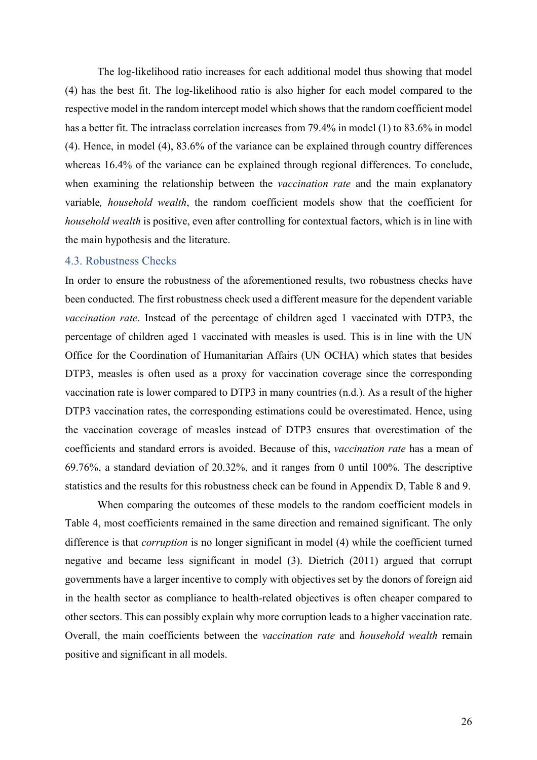The log-likelihood ratio increases for each additional model thus showing that model (4) has the best fit. The log-likelihood ratio is also higher for each model compared to the respective model in the random intercept model which shows that the random coefficient model has a better fit. The intraclass correlation increases from 79.4% in model (1) to 83.6% in model (4). Hence, in model (4), 83.6% of the variance can be explained through country differences whereas 16.4% of the variance can be explained through regional differences. To conclude, when examining the relationship between the *vaccination rate* and the main explanatory variable*, household wealth*, the random coefficient models show that the coefficient for *household wealth* is positive, even after controlling for contextual factors, which is in line with the main hypothesis and the literature.

### 4.3. Robustness Checks

In order to ensure the robustness of the aforementioned results, two robustness checks have been conducted. The first robustness check used a different measure for the dependent variable *vaccination rate*. Instead of the percentage of children aged 1 vaccinated with DTP3, the percentage of children aged 1 vaccinated with measles is used. This is in line with the UN Office for the Coordination of Humanitarian Affairs (UN OCHA) which states that besides DTP3, measles is often used as a proxy for vaccination coverage since the corresponding vaccination rate is lower compared to DTP3 in many countries (n.d.). As a result of the higher DTP3 vaccination rates, the corresponding estimations could be overestimated. Hence, using the vaccination coverage of measles instead of DTP3 ensures that overestimation of the coefficients and standard errors is avoided. Because of this, *vaccination rate* has a mean of 69.76%, a standard deviation of 20.32%, and it ranges from 0 until 100%. The descriptive statistics and the results for this robustness check can be found in Appendix D, Table 8 and 9.

When comparing the outcomes of these models to the random coefficient models in Table 4, most coefficients remained in the same direction and remained significant. The only difference is that *corruption* is no longer significant in model (4) while the coefficient turned negative and became less significant in model (3). Dietrich (2011) argued that corrupt governments have a larger incentive to comply with objectives set by the donors of foreign aid in the health sector as compliance to health-related objectives is often cheaper compared to other sectors. This can possibly explain why more corruption leads to a higher vaccination rate. Overall, the main coefficients between the *vaccination rate* and *household wealth* remain positive and significant in all models.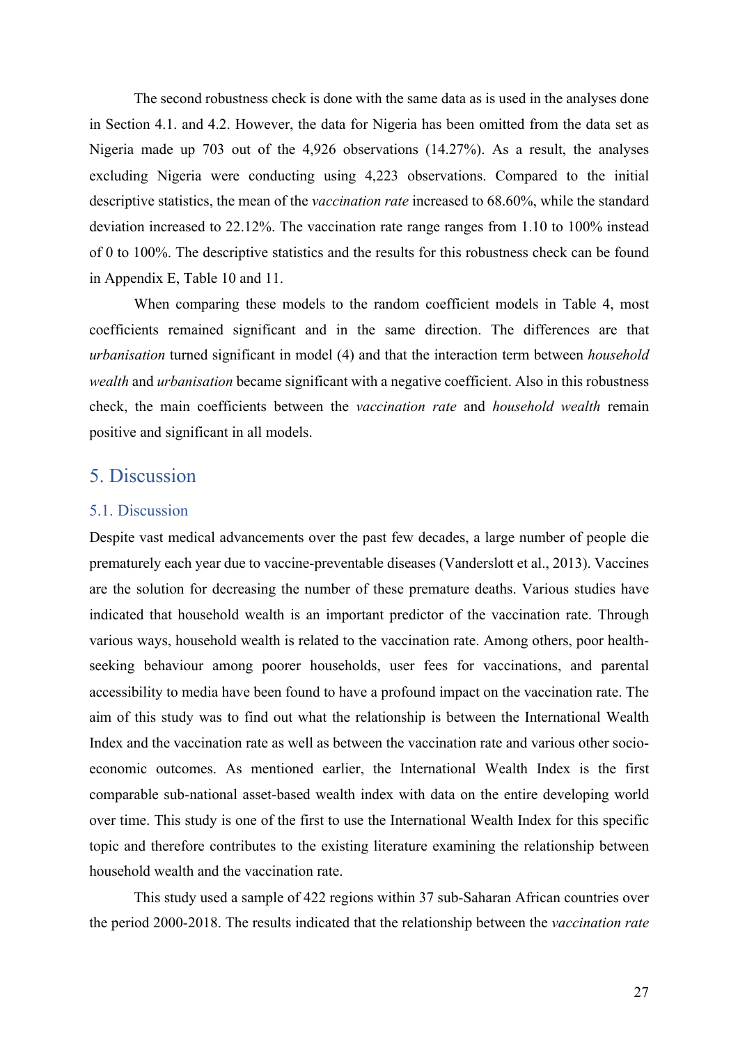The second robustness check is done with the same data as is used in the analyses done in Section 4.1. and 4.2. However, the data for Nigeria has been omitted from the data set as Nigeria made up 703 out of the 4,926 observations (14.27%). As a result, the analyses excluding Nigeria were conducting using 4,223 observations. Compared to the initial descriptive statistics, the mean of the *vaccination rate* increased to 68.60%, while the standard deviation increased to 22.12%. The vaccination rate range ranges from 1.10 to 100% instead of 0 to 100%. The descriptive statistics and the results for this robustness check can be found in Appendix E, Table 10 and 11.

When comparing these models to the random coefficient models in Table 4, most coefficients remained significant and in the same direction. The differences are that *urbanisation* turned significant in model (4) and that the interaction term between *household wealth* and *urbanisation* became significant with a negative coefficient. Also in this robustness check, the main coefficients between the *vaccination rate* and *household wealth* remain positive and significant in all models.

# 5. Discussion

## 5.1. Discussion

Despite vast medical advancements over the past few decades, a large number of people die prematurely each year due to vaccine-preventable diseases (Vanderslott et al., 2013). Vaccines are the solution for decreasing the number of these premature deaths. Various studies have indicated that household wealth is an important predictor of the vaccination rate. Through various ways, household wealth is related to the vaccination rate. Among others, poor health-seeking behaviour among poorer households, user fees for vaccinations, and parental accessibility to media have been found to have a profound impact on the vaccination rate. The aim of this study was to find out what the relationship is between the International Wealth Index and the vaccination rate as well as between the vaccination rate and various other socio-economic outcomes. As mentioned earlier, the International Wealth Index is the first comparable sub-national asset-based wealth index with data on the entire developing world over time. This study is one of the first to use the International Wealth Index for this specific topic and therefore contributes to the existing literature examining the relationship between household wealth and the vaccination rate.

This study used a sample of 422 regions within 37 sub-Saharan African countries over the period 2000-2018. The results indicated that the relationship between the *vaccination rate*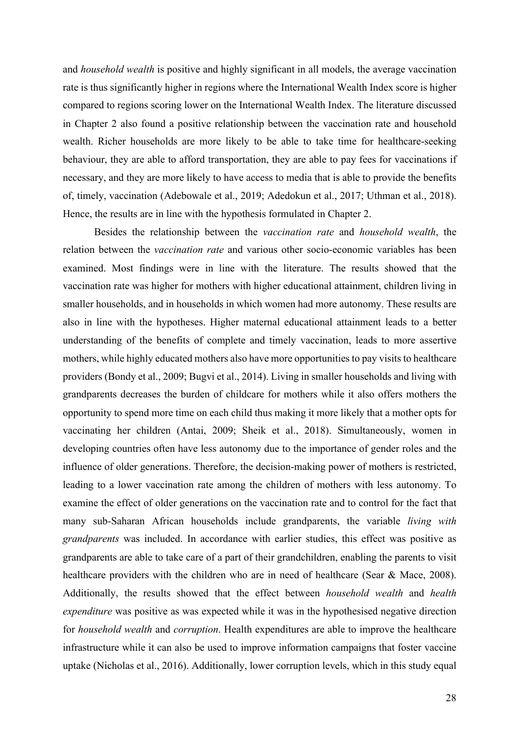and *household wealth* is positive and highly significant in all models, the average vaccination rate is thus significantly higher in regions where the International Wealth Index score is higher compared to regions scoring lower on the International Wealth Index. The literature discussed in Chapter 2 also found a positive relationship between the vaccination rate and household wealth. Richer households are more likely to be able to take time for healthcare-seeking behaviour, they are able to afford transportation, they are able to pay fees for vaccinations if necessary, and they are more likely to have access to media that is able to provide the benefits of, timely, vaccination (Adebowale et al., 2019; Adedokun et al., 2017; Uthman et al., 2018). Hence, the results are in line with the hypothesis formulated in Chapter 2.

Besides the relationship between the *vaccination rate* and *household wealth*, the relation between the *vaccination rate* and various other socio-economic variables has been examined. Most findings were in line with the literature. The results showed that the vaccination rate was higher for mothers with higher educational attainment, children living in smaller households, and in households in which women had more autonomy. These results are also in line with the hypotheses. Higher maternal educational attainment leads to a better understanding of the benefits of complete and timely vaccination, leads to more assertive mothers, while highly educated mothers also have more opportunities to pay visits to healthcare providers (Bondy et al., 2009; Bugvi et al., 2014). Living in smaller households and living with grandparents decreases the burden of childcare for mothers while it also offers mothers the opportunity to spend more time on each child thus making it more likely that a mother opts for vaccinating her children (Antai, 2009; Sheik et al., 2018). Simultaneously, women in developing countries often have less autonomy due to the importance of gender roles and the influence of older generations. Therefore, the decision-making power of mothers is restricted, leading to a lower vaccination rate among the children of mothers with less autonomy. To examine the effect of older generations on the vaccination rate and to control for the fact that many sub-Saharan African households include grandparents, the variable *living with grandparents* was included. In accordance with earlier studies, this effect was positive as grandparents are able to take care of a part of their grandchildren, enabling the parents to visit healthcare providers with the children who are in need of healthcare (Sear & Mace, 2008). Additionally, the results showed that the effect between *household wealth* and *health expenditure* was positive as was expected while it was in the hypothesised negative direction for *household wealth* and *corruption*. Health expenditures are able to improve the healthcare infrastructure while it can also be used to improve information campaigns that foster vaccine uptake (Nicholas et al., 2016). Additionally, lower corruption levels, which in this study equal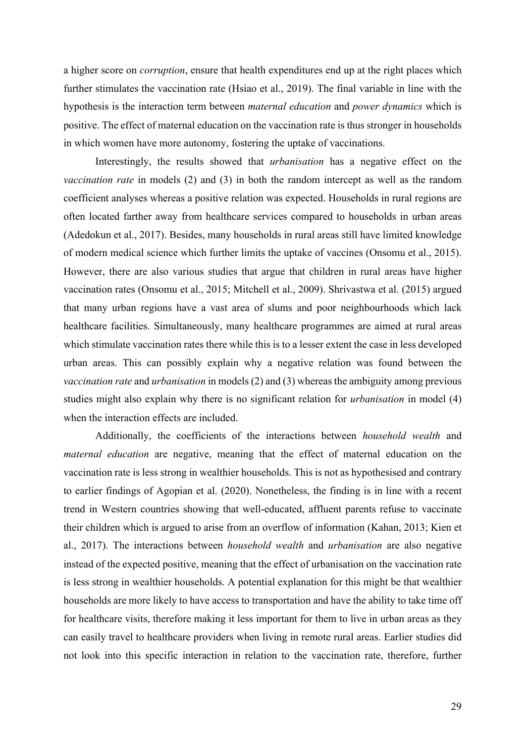a higher score on *corruption*, ensure that health expenditures end up at the right places which further stimulates the vaccination rate (Hsiao et al., 2019). The final variable in line with the hypothesis is the interaction term between *maternal education* and *power dynamics* which is positive. The effect of maternal education on the vaccination rate is thus stronger in households in which women have more autonomy, fostering the uptake of vaccinations.

Interestingly, the results showed that *urbanisation* has a negative effect on the *vaccination rate* in models (2) and (3) in both the random intercept as well as the random coefficient analyses whereas a positive relation was expected. Households in rural regions are often located farther away from healthcare services compared to households in urban areas (Adedokun et al., 2017). Besides, many households in rural areas still have limited knowledge of modern medical science which further limits the uptake of vaccines (Onsomu et al., 2015). However, there are also various studies that argue that children in rural areas have higher vaccination rates (Onsomu et al., 2015; Mitchell et al., 2009). Shrivastwa et al. (2015) argued that many urban regions have a vast area of slums and poor neighbourhoods which lack healthcare facilities. Simultaneously, many healthcare programmes are aimed at rural areas which stimulate vaccination rates there while this is to a lesser extent the case in less developed urban areas. This can possibly explain why a negative relation was found between the *vaccination rate* and *urbanisation* in models (2) and (3) whereas the ambiguity among previous studies might also explain why there is no significant relation for *urbanisation* in model (4) when the interaction effects are included.

Additionally, the coefficients of the interactions between *household wealth* and *maternal education* are negative, meaning that the effect of maternal education on the vaccination rate is less strong in wealthier households. This is not as hypothesised and contrary to earlier findings of Agopian et al. (2020). Nonetheless, the finding is in line with a recent trend in Western countries showing that well-educated, affluent parents refuse to vaccinate their children which is argued to arise from an overflow of information (Kahan, 2013; Kien et al., 2017). The interactions between *household wealth* and *urbanisation* are also negative instead of the expected positive, meaning that the effect of urbanisation on the vaccination rate is less strong in wealthier households. A potential explanation for this might be that wealthier households are more likely to have access to transportation and have the ability to take time off for healthcare visits, therefore making it less important for them to live in urban areas as they can easily travel to healthcare providers when living in remote rural areas. Earlier studies did not look into this specific interaction in relation to the vaccination rate, therefore, further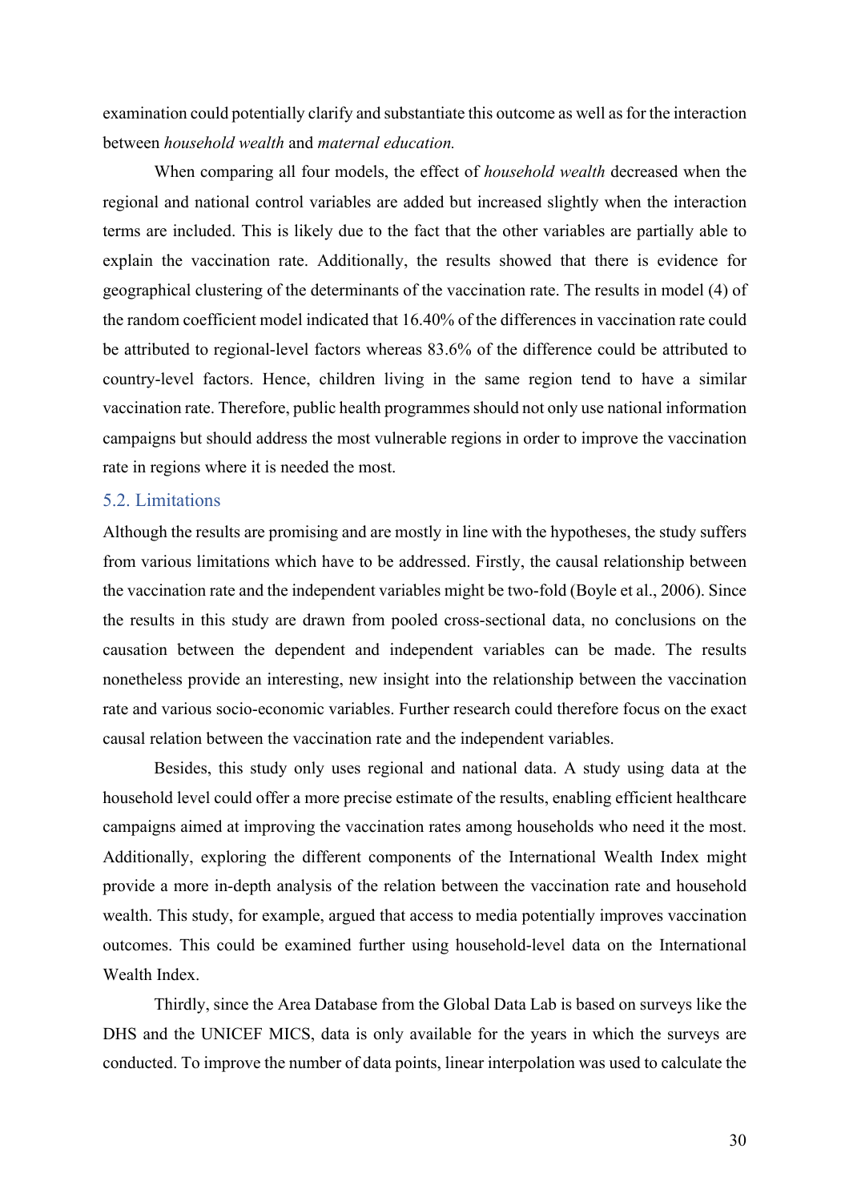examination could potentially clarify and substantiate this outcome as well as for the interaction between *household wealth* and *maternal education.*

When comparing all four models, the effect of *household wealth* decreased when the regional and national control variables are added but increased slightly when the interaction terms are included. This is likely due to the fact that the other variables are partially able to explain the vaccination rate. Additionally, the results showed that there is evidence for geographical clustering of the determinants of the vaccination rate. The results in model (4) of the random coefficient model indicated that 16.40% of the differences in vaccination rate could be attributed to regional-level factors whereas 83.6% of the difference could be attributed to country-level factors. Hence, children living in the same region tend to have a similar vaccination rate. Therefore, public health programmes should not only use national information campaigns but should address the most vulnerable regions in order to improve the vaccination rate in regions where it is needed the most.

## 5.2. Limitations

Although the results are promising and are mostly in line with the hypotheses, the study suffers from various limitations which have to be addressed. Firstly, the causal relationship between the vaccination rate and the independent variables might be two-fold (Boyle et al., 2006). Since the results in this study are drawn from pooled cross-sectional data, no conclusions on the causation between the dependent and independent variables can be made. The results nonetheless provide an interesting, new insight into the relationship between the vaccination rate and various socio-economic variables. Further research could therefore focus on the exact causal relation between the vaccination rate and the independent variables.

Besides, this study only uses regional and national data. A study using data at the household level could offer a more precise estimate of the results, enabling efficient healthcare campaigns aimed at improving the vaccination rates among households who need it the most. Additionally, exploring the different components of the International Wealth Index might provide a more in-depth analysis of the relation between the vaccination rate and household wealth. This study, for example, argued that access to media potentially improves vaccination outcomes. This could be examined further using household-level data on the International Wealth Index.

Thirdly, since the Area Database from the Global Data Lab is based on surveys like the DHS and the UNICEF MICS, data is only available for the years in which the surveys are conducted. To improve the number of data points, linear interpolation was used to calculate the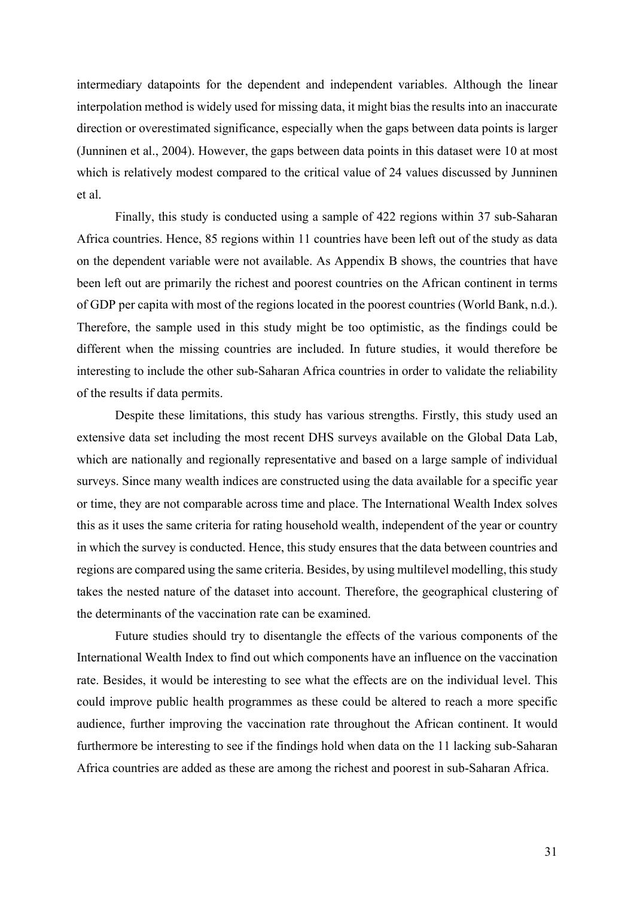intermediary datapoints for the dependent and independent variables. Although the linear interpolation method is widely used for missing data, it might bias the results into an inaccurate direction or overestimated significance, especially when the gaps between data points is larger (Junninen et al., 2004). However, the gaps between data points in this dataset were 10 at most which is relatively modest compared to the critical value of 24 values discussed by Junninen et al.

Finally, this study is conducted using a sample of 422 regions within 37 sub-Saharan Africa countries. Hence, 85 regions within 11 countries have been left out of the study as data on the dependent variable were not available. As Appendix B shows, the countries that have been left out are primarily the richest and poorest countries on the African continent in terms of GDP per capita with most of the regions located in the poorest countries (World Bank, n.d.). Therefore, the sample used in this study might be too optimistic, as the findings could be different when the missing countries are included. In future studies, it would therefore be interesting to include the other sub-Saharan Africa countries in order to validate the reliability of the results if data permits.

Despite these limitations, this study has various strengths. Firstly, this study used an extensive data set including the most recent DHS surveys available on the Global Data Lab, which are nationally and regionally representative and based on a large sample of individual surveys. Since many wealth indices are constructed using the data available for a specific year or time, they are not comparable across time and place. The International Wealth Index solves this as it uses the same criteria for rating household wealth, independent of the year or country in which the survey is conducted. Hence, this study ensures that the data between countries and regions are compared using the same criteria. Besides, by using multilevel modelling, this study takes the nested nature of the dataset into account. Therefore, the geographical clustering of the determinants of the vaccination rate can be examined.

Future studies should try to disentangle the effects of the various components of the International Wealth Index to find out which components have an influence on the vaccination rate. Besides, it would be interesting to see what the effects are on the individual level. This could improve public health programmes as these could be altered to reach a more specific audience, further improving the vaccination rate throughout the African continent. It would furthermore be interesting to see if the findings hold when data on the 11 lacking sub-Saharan Africa countries are added as these are among the richest and poorest in sub-Saharan Africa.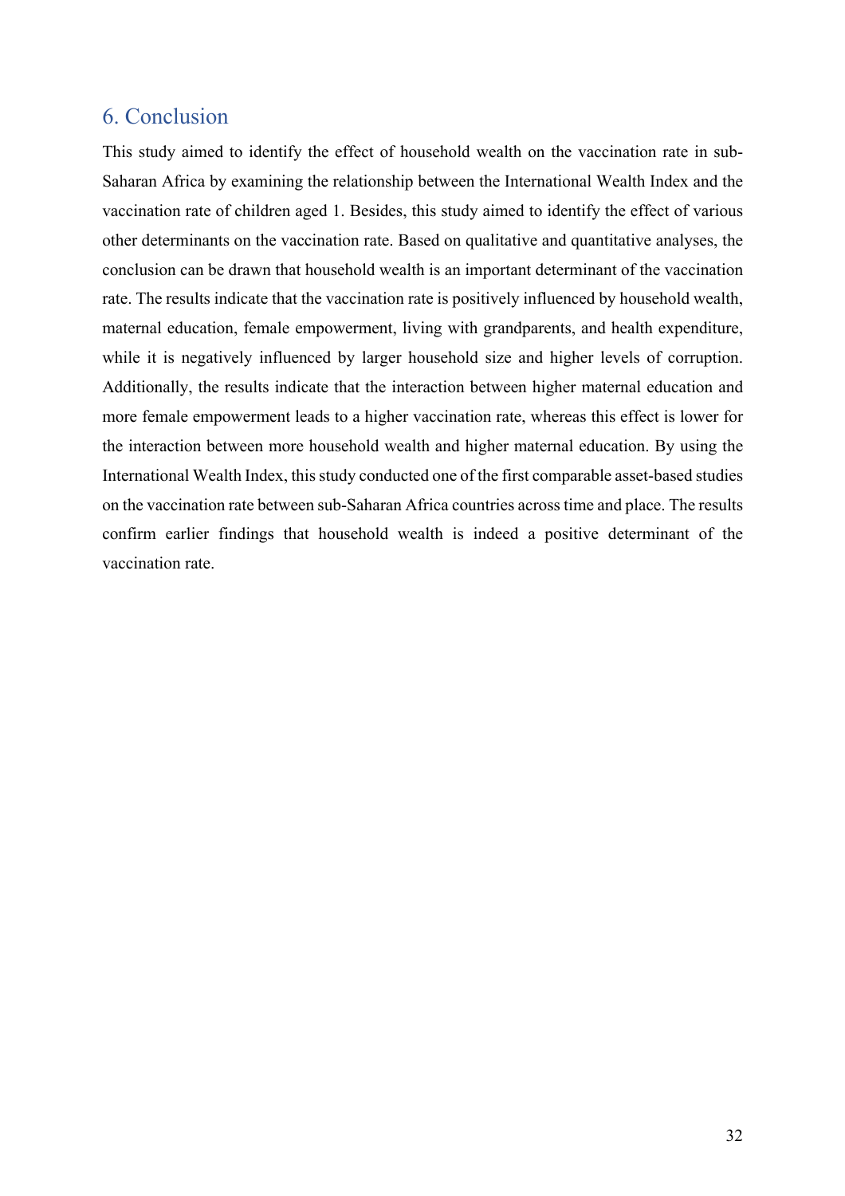## 6. Conclusion

This study aimed to identify the effect of household wealth on the vaccination rate in sub-Saharan Africa by examining the relationship between the International Wealth Index and the vaccination rate of children aged 1. Besides, this study aimed to identify the effect of various other determinants on the vaccination rate. Based on qualitative and quantitative analyses, the conclusion can be drawn that household wealth is an important determinant of the vaccination rate. The results indicate that the vaccination rate is positively influenced by household wealth, maternal education, female empowerment, living with grandparents, and health expenditure, while it is negatively influenced by larger household size and higher levels of corruption. Additionally, the results indicate that the interaction between higher maternal education and more female empowerment leads to a higher vaccination rate, whereas this effect is lower for the interaction between more household wealth and higher maternal education. By using the International Wealth Index, this study conducted one of the first comparable asset-based studies on the vaccination rate between sub-Saharan Africa countries across time and place. The results confirm earlier findings that household wealth is indeed a positive determinant of the vaccination rate.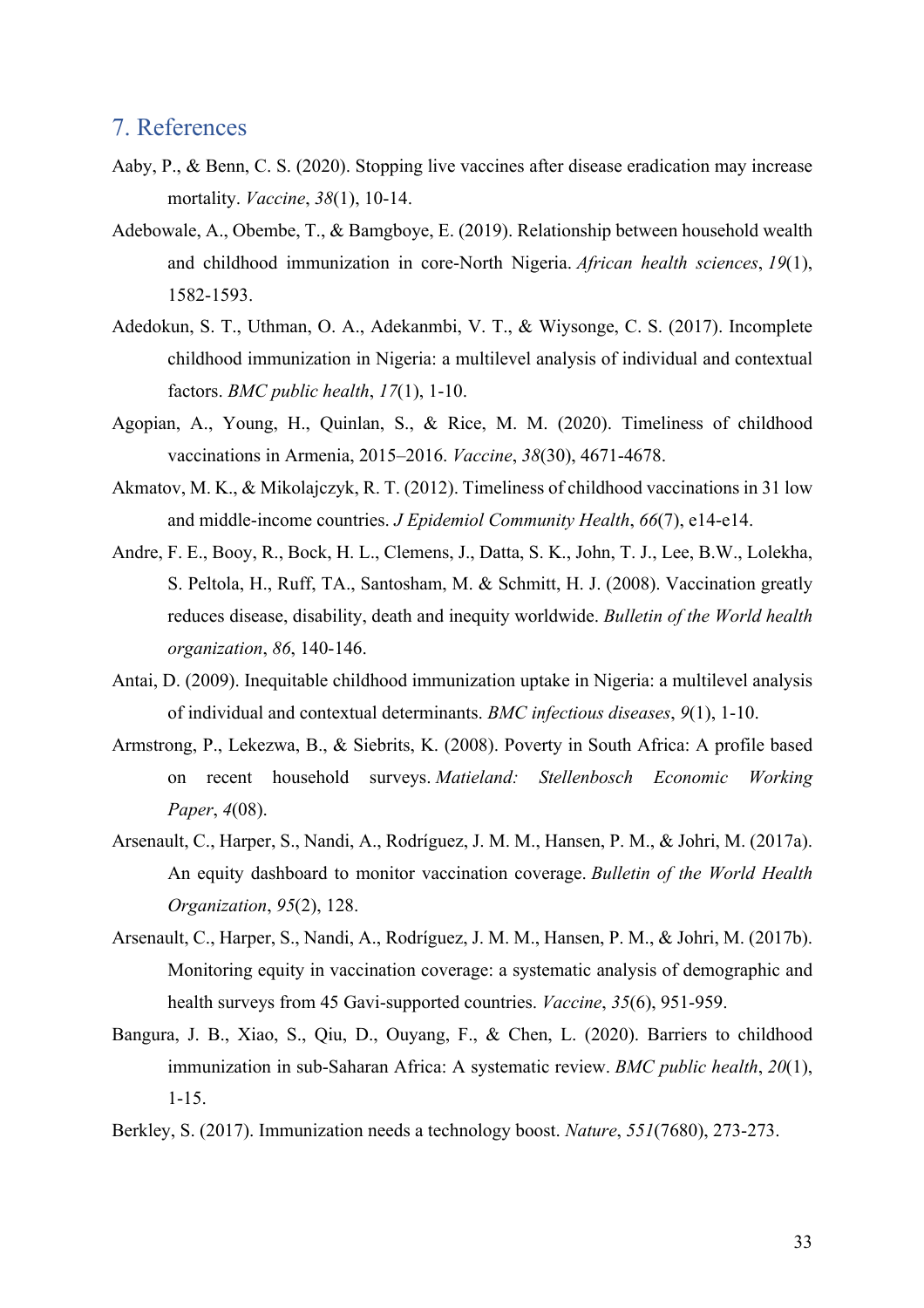## 7. References

Aaby, P., & Benn, C. S. (2020). Stopping live vaccines after disease eradication may increase mortality. *Vaccine*, *38*(1), 10-14.

Adebowale, A., Obembe, T., & Bamgboye, E. (2019). Relationship between household wealth and childhood immunization in core-North Nigeria. *African health sciences*, *19*(1), 1582-1593.

Adedokun, S. T., Uthman, O. A., Adekanmbi, V. T., & Wiysonge, C. S. (2017). Incomplete childhood immunization in Nigeria: a multilevel analysis of individual and contextual factors. *BMC public health*, *17*(1), 1-10.

Agopian, A., Young, H., Quinlan, S., & Rice, M. M. (2020). Timeliness of childhood vaccinations in Armenia, 2015–2016. *Vaccine*, *38*(30), 4671-4678.

Akmatov, M. K., & Mikolajczyk, R. T. (2012). Timeliness of childhood vaccinations in 31 low and middle-income countries. *J Epidemiol Community Health*, *66*(7), e14-e14.

Andre, F. E., Booy, R., Bock, H. L., Clemens, J., Datta, S. K., John, T. J., Lee, B.W., Lolekha, S. Peltola, H., Ruff, TA., Santosham, M. & Schmitt, H. J. (2008). Vaccination greatly reduces disease, disability, death and inequity worldwide. *Bulletin of the World health organization*, *86*, 140-146.

Antai, D. (2009). Inequitable childhood immunization uptake in Nigeria: a multilevel analysis of individual and contextual determinants. *BMC infectious diseases*, *9*(1), 1-10.

Armstrong, P., Lekezwa, B., & Siebrits, K. (2008). Poverty in South Africa: A profile based on recent household surveys. *Matieland: Stellenbosch Economic Working Paper*, *4*(08).

Arsenault, C., Harper, S., Nandi, A., Rodríguez, J. M. M., Hansen, P. M., & Johri, M. (2017a). An equity dashboard to monitor vaccination coverage. *Bulletin of the World Health Organization*, *95*(2), 128.

Arsenault, C., Harper, S., Nandi, A., Rodríguez, J. M. M., Hansen, P. M., & Johri, M. (2017b). Monitoring equity in vaccination coverage: a systematic analysis of demographic and health surveys from 45 Gavi-supported countries. *Vaccine*, *35*(6), 951-959.

Bangura, J. B., Xiao, S., Qiu, D., Ouyang, F., & Chen, L. (2020). Barriers to childhood immunization in sub-Saharan Africa: A systematic review. *BMC public health*, *20*(1), 1-15.

Berkley, S. (2017). Immunization needs a technology boost. *Nature*, *551*(7680), 273-273.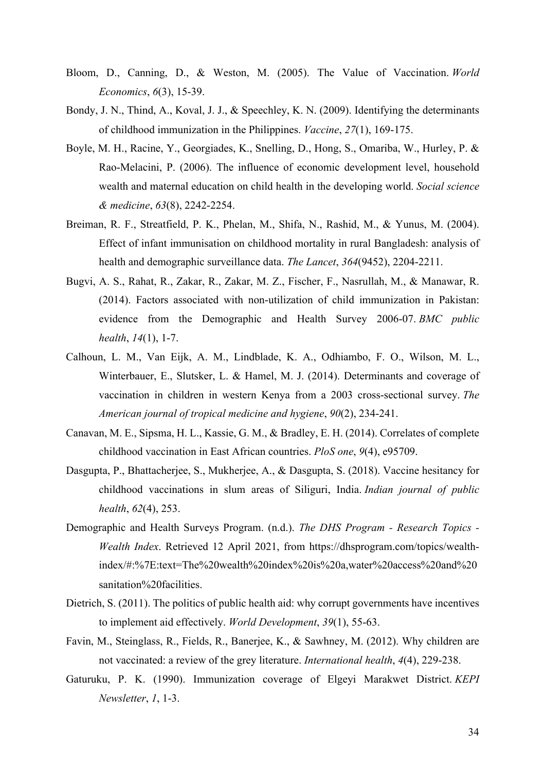Bloom, D., Canning, D., & Weston, M. (2005). The Value of Vaccination. *World Economics*, *6*(3), 15-39.

Bondy, J. N., Thind, A., Koval, J. J., & Speechley, K. N. (2009). Identifying the determinants of childhood immunization in the Philippines. *Vaccine*, *27*(1), 169-175.

Boyle, M. H., Racine, Y., Georgiades, K., Snelling, D., Hong, S., Omariba, W., Hurley, P. & Rao-Melacini, P. (2006). The influence of economic development level, household wealth and maternal education on child health in the developing world. *Social science & medicine*, *63*(8), 2242-2254.

Breiman, R. F., Streatfield, P. K., Phelan, M., Shifa, N., Rashid, M., & Yunus, M. (2004). Effect of infant immunisation on childhood mortality in rural Bangladesh: analysis of health and demographic surveillance data. *The Lancet*, *364*(9452), 2204-2211.

Bugvi, A. S., Rahat, R., Zakar, R., Zakar, M. Z., Fischer, F., Nasrullah, M., & Manawar, R. (2014). Factors associated with non-utilization of child immunization in Pakistan: evidence from the Demographic and Health Survey 2006-07. *BMC public health*, *14*(1), 1-7.

Calhoun, L. M., Van Eijk, A. M., Lindblade, K. A., Odhiambo, F. O., Wilson, M. L., Winterbauer, E., Slutsker, L. & Hamel, M. J. (2014). Determinants and coverage of vaccination in children in western Kenya from a 2003 cross-sectional survey. *The American journal of tropical medicine and hygiene*, *90*(2), 234-241.

Canavan, M. E., Sipsma, H. L., Kassie, G. M., & Bradley, E. H. (2014). Correlates of complete childhood vaccination in East African countries. *PloS one*, *9*(4), e95709.

Dasgupta, P., Bhattacherjee, S., Mukherjee, A., & Dasgupta, S. (2018). Vaccine hesitancy for childhood vaccinations in slum areas of Siliguri, India. *Indian journal of public health*, *62*(4), 253.

Demographic and Health Surveys Program. (n.d.). *The DHS Program - Research Topics - Wealth Index*. Retrieved 12 April 2021, from https://dhsprogram.com/topics/wealth-index/#:%7E:text=The%20wealth%20index%20is%20a,water%20access%20and%20sanitation%20facilities.

Dietrich, S. (2011). The politics of public health aid: why corrupt governments have incentives to implement aid effectively. *World Development*, *39*(1), 55-63.

Favin, M., Steinglass, R., Fields, R., Banerjee, K., & Sawhney, M. (2012). Why children are not vaccinated: a review of the grey literature. *International health*, *4*(4), 229-238.

Gaturuku, P. K. (1990). Immunization coverage of Elgeyi Marakwet District. *KEPI Newsletter*, *1*, 1-3.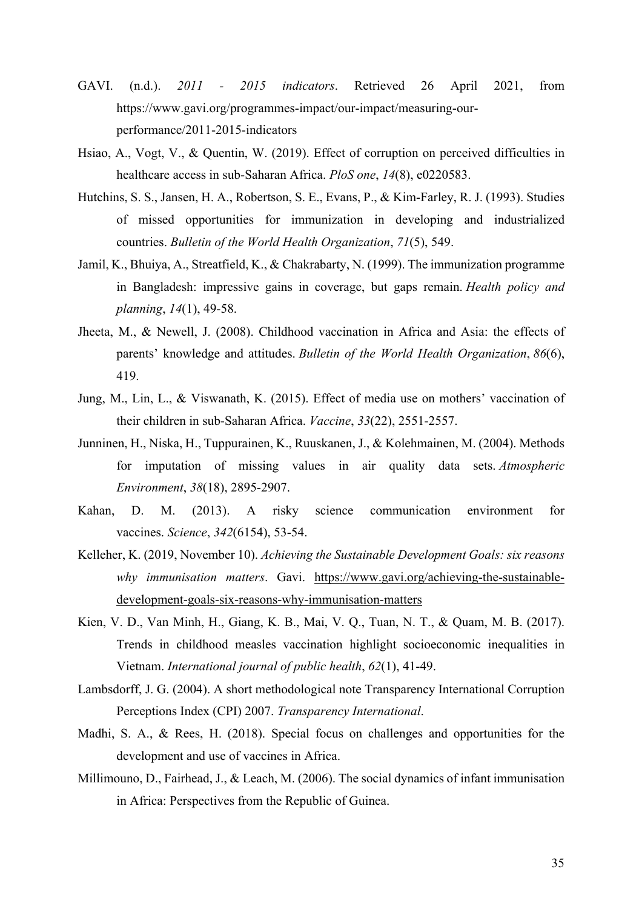GAVI. (n.d.). *2011 - 2015 indicators*. Retrieved 26 April 2021, from https://www.gavi.org/programmes-impact/our-impact/measuring-our-performance/2011-2015-indicators

Hsiao, A., Vogt, V., & Quentin, W. (2019). Effect of corruption on perceived difficulties in healthcare access in sub-Saharan Africa. *PloS one*, *14*(8), e0220583.

Hutchins, S. S., Jansen, H. A., Robertson, S. E., Evans, P., & Kim-Farley, R. J. (1993). Studies of missed opportunities for immunization in developing and industrialized countries. *Bulletin of the World Health Organization*, *71*(5), 549.

Jamil, K., Bhuiya, A., Streatfield, K., & Chakrabarty, N. (1999). The immunization programme in Bangladesh: impressive gains in coverage, but gaps remain. *Health policy and planning*, *14*(1), 49-58.

Jheeta, M., & Newell, J. (2008). Childhood vaccination in Africa and Asia: the effects of parents' knowledge and attitudes. *Bulletin of the World Health Organization*, *86*(6), 419.

Jung, M., Lin, L., & Viswanath, K. (2015). Effect of media use on mothers' vaccination of their children in sub-Saharan Africa. *Vaccine*, *33*(22), 2551-2557.

Junninen, H., Niska, H., Tuppurainen, K., Ruuskanen, J., & Kolehmainen, M. (2004). Methods for imputation of missing values in air quality data sets. *Atmospheric Environment*, *38*(18), 2895-2907.

Kahan, D. M. (2013). A risky science communication environment for vaccines. *Science*, *342*(6154), 53-54.

Kelleher, K. (2019, November 10). *Achieving the Sustainable Development Goals: six reasons why immunisation matters*. Gavi. https://www.gavi.org/achieving-the-sustainable-development-goals-six-reasons-why-immunisation-matters

Kien, V. D., Van Minh, H., Giang, K. B., Mai, V. Q., Tuan, N. T., & Quam, M. B. (2017). Trends in childhood measles vaccination highlight socioeconomic inequalities in Vietnam. *International journal of public health*, *62*(1), 41-49.

Lambsdorff, J. G. (2004). A short methodological note Transparency International Corruption Perceptions Index (CPI) 2007. *Transparency International*.

Madhi, S. A., & Rees, H. (2018). Special focus on challenges and opportunities for the development and use of vaccines in Africa.

Millimouno, D., Fairhead, J., & Leach, M. (2006). The social dynamics of infant immunisation in Africa: Perspectives from the Republic of Guinea.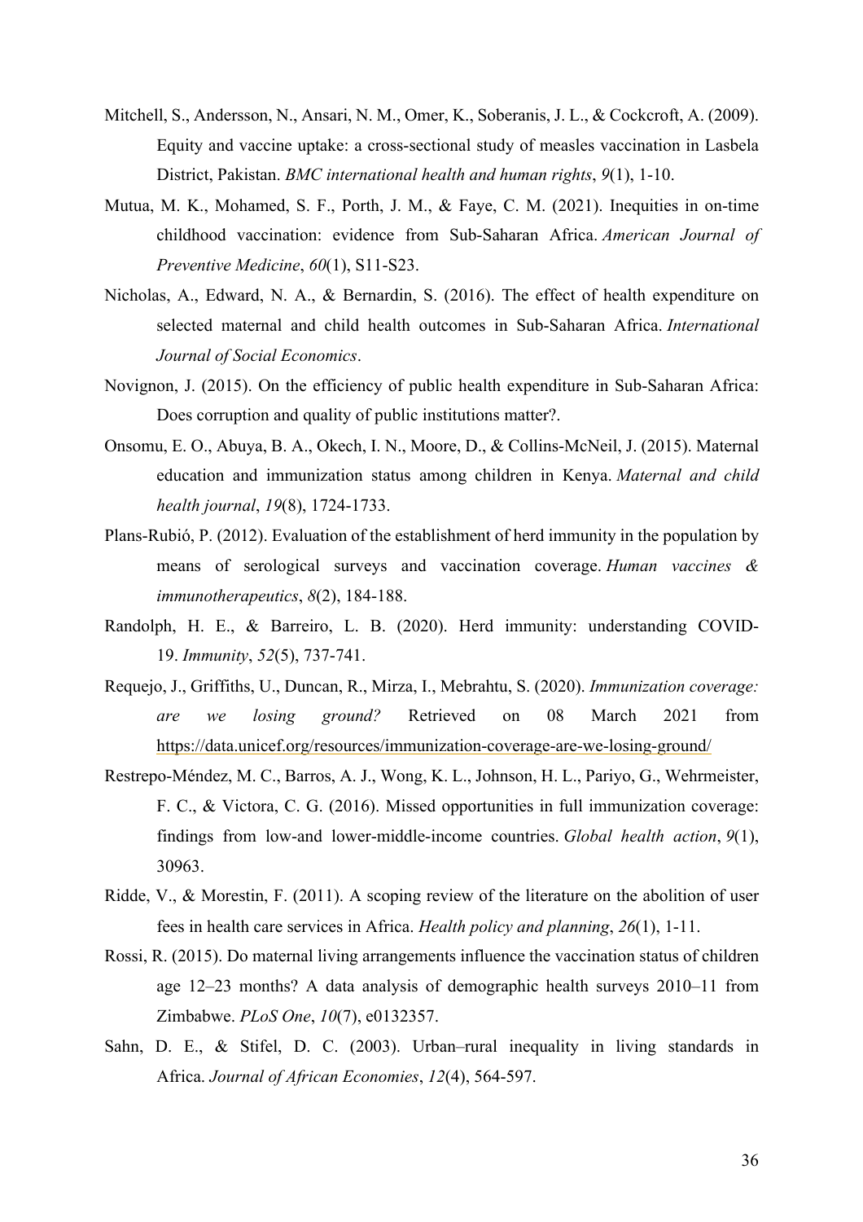Mitchell, S., Andersson, N., Ansari, N. M., Omer, K., Soberanis, J. L., & Cockcroft, A. (2009). Equity and vaccine uptake: a cross-sectional study of measles vaccination in Lasbela District, Pakistan. *BMC international health and human rights*, *9*(1), 1-10.

Mutua, M. K., Mohamed, S. F., Porth, J. M., & Faye, C. M. (2021). Inequities in on-time childhood vaccination: evidence from Sub-Saharan Africa. *American Journal of Preventive Medicine*, *60*(1), S11-S23.

Nicholas, A., Edward, N. A., & Bernardin, S. (2016). The effect of health expenditure on selected maternal and child health outcomes in Sub-Saharan Africa. *International Journal of Social Economics*.

Novignon, J. (2015). On the efficiency of public health expenditure in Sub-Saharan Africa: Does corruption and quality of public institutions matter?.

Onsomu, E. O., Abuya, B. A., Okech, I. N., Moore, D., & Collins-McNeil, J. (2015). Maternal education and immunization status among children in Kenya. *Maternal and child health journal*, *19*(8), 1724-1733.

Plans-Rubió, P. (2012). Evaluation of the establishment of herd immunity in the population by means of serological surveys and vaccination coverage. *Human vaccines & immunotherapeutics*, *8*(2), 184-188.

Randolph, H. E., & Barreiro, L. B. (2020). Herd immunity: understanding COVID-19. *Immunity*, *52*(5), 737-741.

Requejo, J., Griffiths, U., Duncan, R., Mirza, I., Mebrahtu, S. (2020). *Immunization coverage: are we losing ground?* Retrieved on 08 March 2021 from https://data.unicef.org/resources/immunization-coverage-are-we-losing-ground/

Restrepo-Méndez, M. C., Barros, A. J., Wong, K. L., Johnson, H. L., Pariyo, G., Wehrmeister, F. C., & Victora, C. G. (2016). Missed opportunities in full immunization coverage: findings from low-and lower-middle-income countries. *Global health action*, *9*(1), 30963.

Ridde, V., & Morestin, F. (2011). A scoping review of the literature on the abolition of user fees in health care services in Africa. *Health policy and planning*, *26*(1), 1-11.

Rossi, R. (2015). Do maternal living arrangements influence the vaccination status of children age 12–23 months? A data analysis of demographic health surveys 2010–11 from Zimbabwe. *PLoS One*, *10*(7), e0132357.

Sahn, D. E., & Stifel, D. C. (2003). Urban–rural inequality in living standards in Africa. *Journal of African Economies*, *12*(4), 564-597.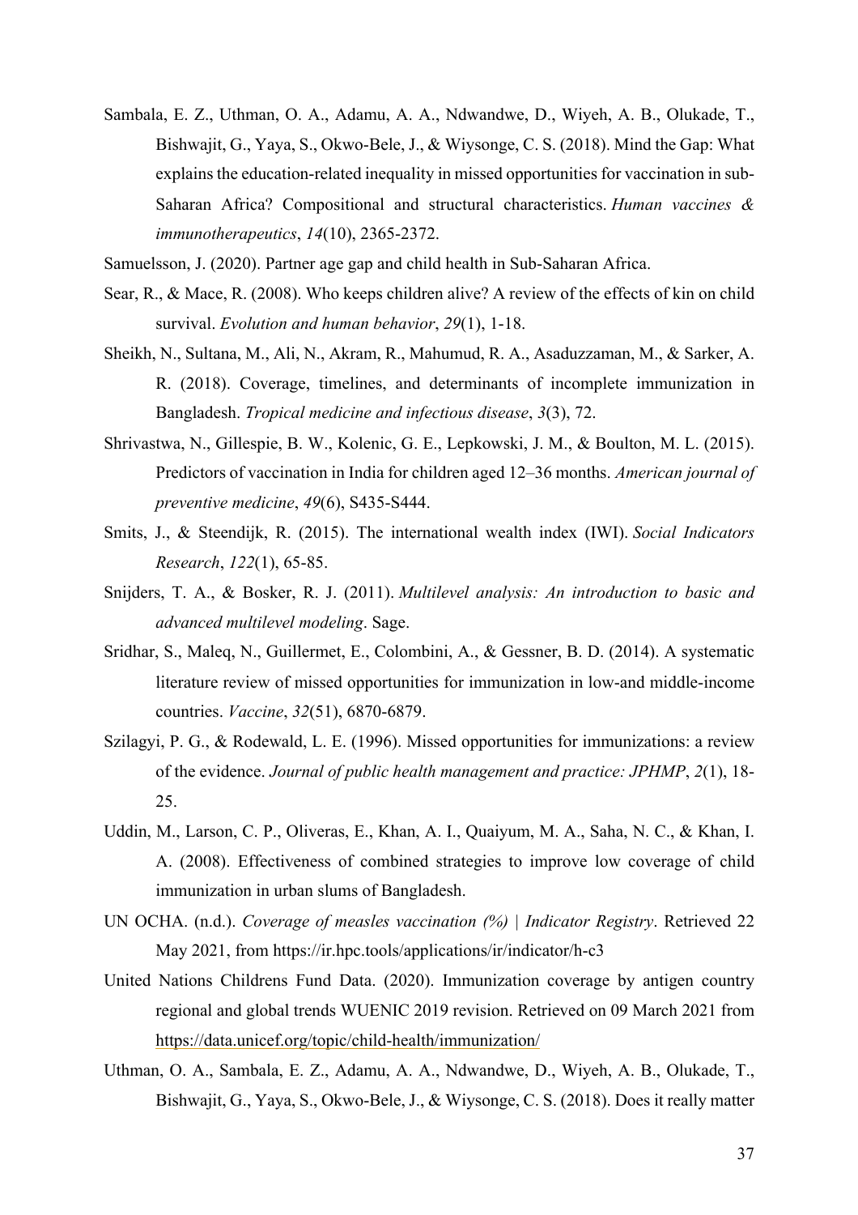Sambala, E. Z., Uthman, O. A., Adamu, A. A., Ndwandwe, D., Wiyeh, A. B., Olukade, T., Bishwajit, G., Yaya, S., Okwo-Bele, J., & Wiysonge, C. S. (2018). Mind the Gap: What explains the education-related inequality in missed opportunities for vaccination in sub-Saharan Africa? Compositional and structural characteristics. *Human vaccines & immunotherapeutics*, *14*(10), 2365-2372.

Samuelsson, J. (2020). Partner age gap and child health in Sub-Saharan Africa.

Sear, R., & Mace, R. (2008). Who keeps children alive? A review of the effects of kin on child survival. *Evolution and human behavior*, *29*(1), 1-18.

Sheikh, N., Sultana, M., Ali, N., Akram, R., Mahumud, R. A., Asaduzzaman, M., & Sarker, A. R. (2018). Coverage, timelines, and determinants of incomplete immunization in Bangladesh. *Tropical medicine and infectious disease*, *3*(3), 72.

Shrivastwa, N., Gillespie, B. W., Kolenic, G. E., Lepkowski, J. M., & Boulton, M. L. (2015). Predictors of vaccination in India for children aged 12–36 months. *American journal of preventive medicine*, *49*(6), S435-S444.

Smits, J., & Steendijk, R. (2015). The international wealth index (IWI). *Social Indicators Research*, *122*(1), 65-85.

Snijders, T. A., & Bosker, R. J. (2011). *Multilevel analysis: An introduction to basic and advanced multilevel modeling*. Sage.

Sridhar, S., Maleq, N., Guillermet, E., Colombini, A., & Gessner, B. D. (2014). A systematic literature review of missed opportunities for immunization in low-and middle-income countries. *Vaccine*, *32*(51), 6870-6879.

Szilagyi, P. G., & Rodewald, L. E. (1996). Missed opportunities for immunizations: a review of the evidence. *Journal of public health management and practice: JPHMP*, *2*(1), 18-25.

Uddin, M., Larson, C. P., Oliveras, E., Khan, A. I., Quaiyum, M. A., Saha, N. C., & Khan, I. A. (2008). Effectiveness of combined strategies to improve low coverage of child immunization in urban slums of Bangladesh.

UN OCHA. (n.d.). *Coverage of measles vaccination (%) | Indicator Registry*. Retrieved 22 May 2021, from https://ir.hpc.tools/applications/ir/indicator/h-c3

United Nations Childrens Fund Data. (2020). Immunization coverage by antigen country regional and global trends WUENIC 2019 revision. Retrieved on 09 March 2021 from https://data.unicef.org/topic/child-health/immunization/

Uthman, O. A., Sambala, E. Z., Adamu, A. A., Ndwandwe, D., Wiyeh, A. B., Olukade, T., Bishwajit, G., Yaya, S., Okwo-Bele, J., & Wiysonge, C. S. (2018). Does it really matter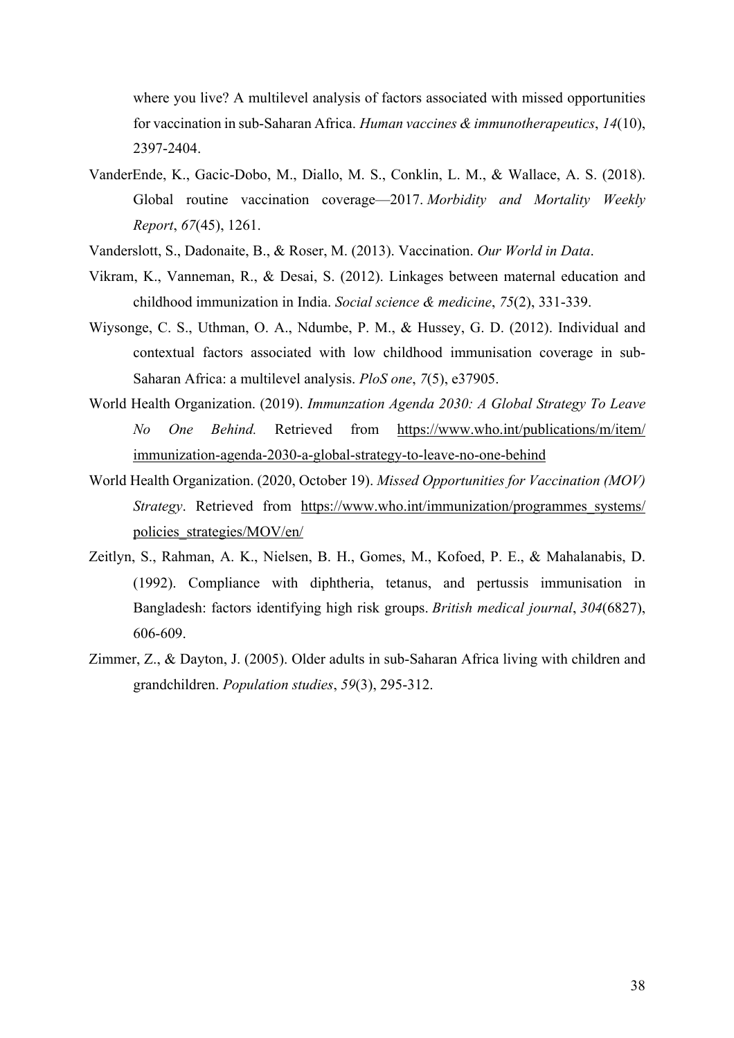where you live? A multilevel analysis of factors associated with missed opportunities for vaccination in sub-Saharan Africa. *Human vaccines & immunotherapeutics*, *14*(10), 2397-2404.

VanderEnde, K., Gacic-Dobo, M., Diallo, M. S., Conklin, L. M., & Wallace, A. S. (2018). Global routine vaccination coverage—2017. *Morbidity and Mortality Weekly Report*, *67*(45), 1261.

Vanderslott, S., Dadonaite, B., & Roser, M. (2013). Vaccination. *Our World in Data*.

Vikram, K., Vanneman, R., & Desai, S. (2012). Linkages between maternal education and childhood immunization in India. *Social science & medicine*, *75*(2), 331-339.

Wiysonge, C. S., Uthman, O. A., Ndumbe, P. M., & Hussey, G. D. (2012). Individual and contextual factors associated with low childhood immunisation coverage in sub-Saharan Africa: a multilevel analysis. *PloS one*, *7*(5), e37905.

World Health Organization. (2019). *Immunzation Agenda 2030: A Global Strategy To Leave No One Behind.* Retrieved from https://www.who.int/publications/m/item/immunization-agenda-2030-a-global-strategy-to-leave-no-one-behind

World Health Organization. (2020, October 19). *Missed Opportunities for Vaccination (MOV) Strategy*. Retrieved from https://www.who.int/immunization/programmes_systems/policies_strategies/MOV/en/

Zeitlyn, S., Rahman, A. K., Nielsen, B. H., Gomes, M., Kofoed, P. E., & Mahalanabis, D. (1992). Compliance with diphtheria, tetanus, and pertussis immunisation in Bangladesh: factors identifying high risk groups. *British medical journal*, *304*(6827), 606-609.

Zimmer, Z., & Dayton, J. (2005). Older adults in sub-Saharan Africa living with children and grandchildren. *Population studies*, *59*(3), 295-312.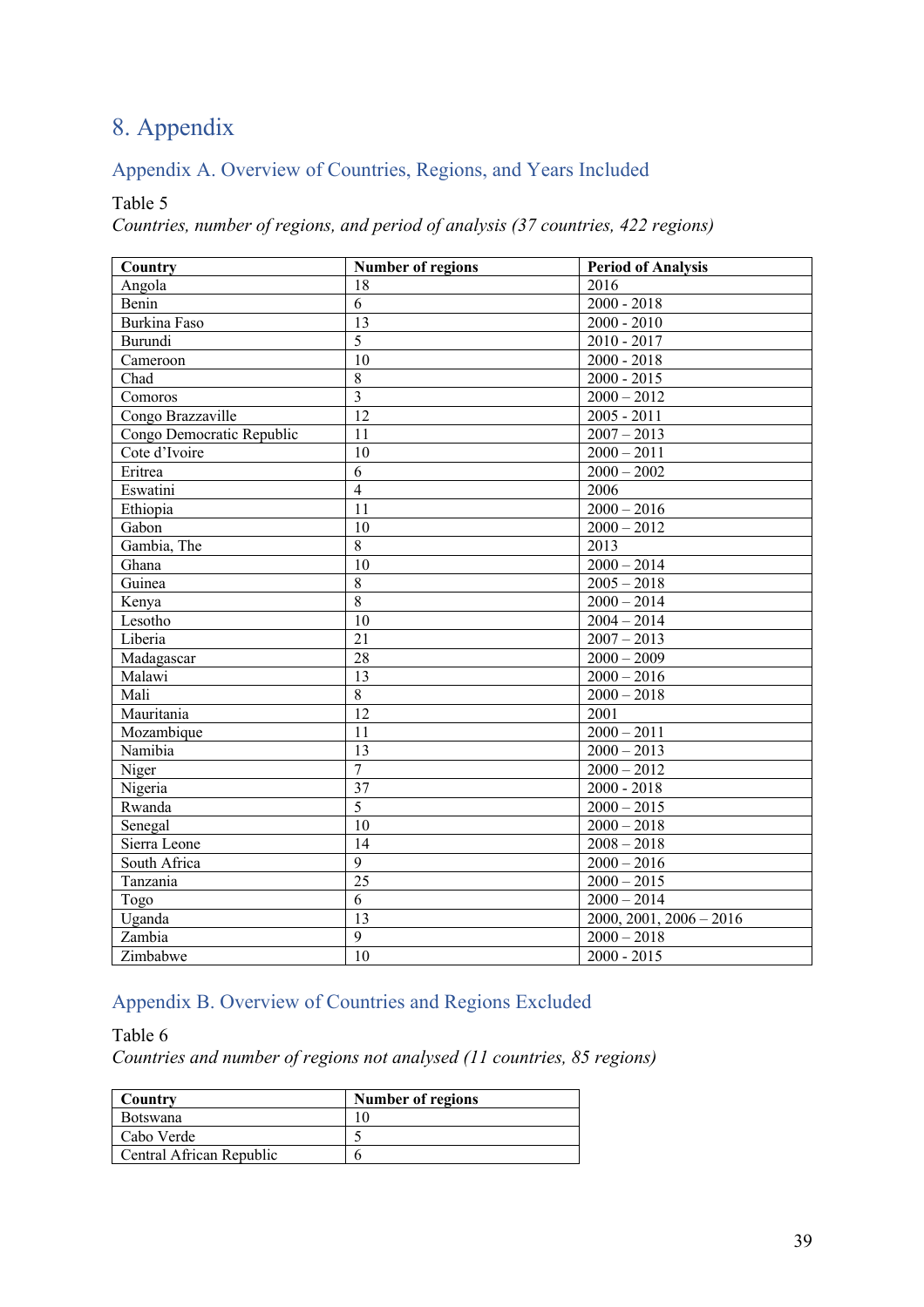# 8. Appendix

## Appendix A. Overview of Countries, Regions, and Years Included

Table 5

*Countries, number of regions, and period of analysis (37 countries, 422 regions)*

| Country | Number of regions | Period of Analysis |
|---|---|---|
| Angola | 18 | 2016 |
| Benin | 6 | 2000 - 2018 |
| Burkina Faso | 13 | 2000 - 2010 |
| Burundi | 5 | 2010 - 2017 |
| Cameroon | 10 | 2000 - 2018 |
| Chad | 8 | 2000 - 2015 |
| Comoros | 3 | 2000 – 2012 |
| Congo Brazzaville | 12 | 2005 - 2011 |
| Congo Democratic Republic | 11 | 2007 – 2013 |
| Cote d'Ivoire | 10 | 2000 – 2011 |
| Eritrea | 6 | 2000 – 2002 |
| Eswatini | 4 | 2006 |
| Ethiopia | 11 | 2000 – 2016 |
| Gabon | 10 | 2000 – 2012 |
| Gambia, The | 8 | 2013 |
| Ghana | 10 | 2000 – 2014 |
| Guinea | 8 | 2005 – 2018 |
| Kenya | 8 | 2000 – 2014 |
| Lesotho | 10 | 2004 – 2014 |
| Liberia | 21 | 2007 – 2013 |
| Madagascar | 28 | 2000 – 2009 |
| Malawi | 13 | 2000 – 2016 |
| Mali | 8 | 2000 – 2018 |
| Mauritania | 12 | 2001 |
| Mozambique | 11 | 2000 – 2011 |
| Namibia | 13 | 2000 – 2013 |
| Niger | 7 | 2000 – 2012 |
| Nigeria | 37 | 2000 - 2018 |
| Rwanda | 5 | 2000 – 2015 |
| Senegal | 10 | 2000 – 2018 |
| Sierra Leone | 14 | 2008 – 2018 |
| South Africa | 9 | 2000 – 2016 |
| Tanzania | 25 | 2000 – 2015 |
| Togo | 6 | 2000 – 2014 |
| Uganda | 13 | 2000, 2001, 2006 – 2016 |
| Zambia | 9 | 2000 – 2018 |
| Zimbabwe | 10 | 2000 - 2015 |

## Appendix B. Overview of Countries and Regions Excluded

Table 6

*Countries and number of regions not analysed (11 countries, 85 regions)*

| Country | Number of regions |
|---|---|
| Botswana | 10 |
| Cabo Verde | 5 |
| Central African Republic | 6 |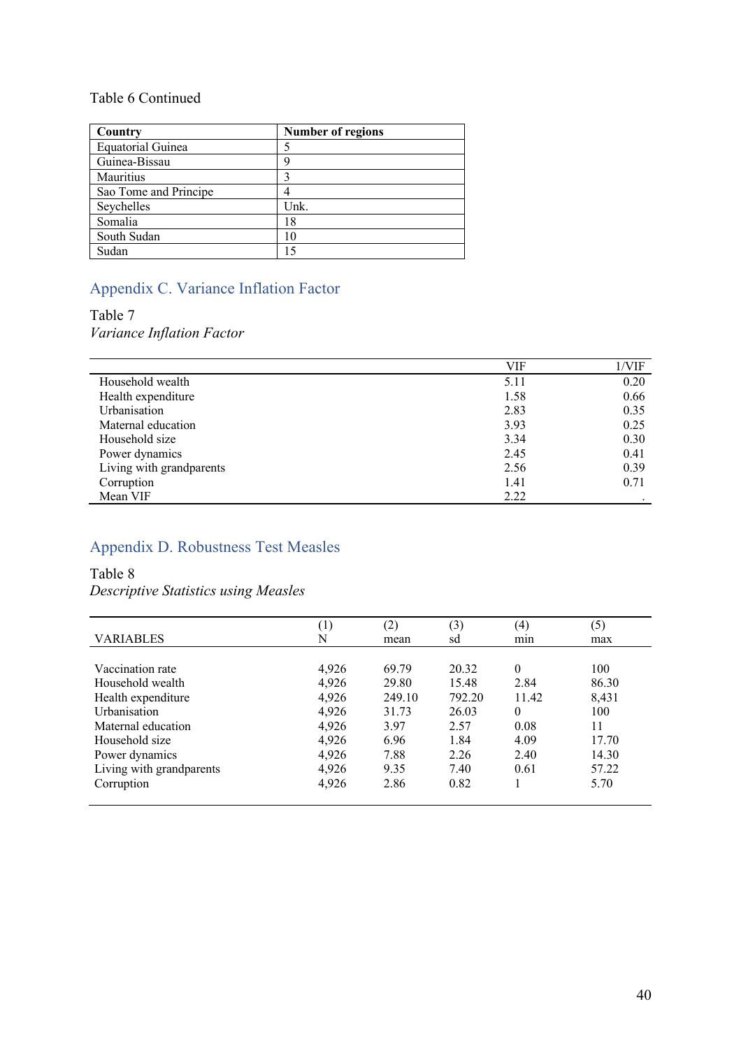Table 6 Continued

| Country | Number of regions |
|---|---|
| Equatorial Guinea | 5 |
| Guinea-Bissau | 9 |
| Mauritius | 3 |
| Sao Tome and Principe | 4 |
| Seychelles | Unk. |
| Somalia | 18 |
| South Sudan | 10 |
| Sudan | 15 |

## Appendix C. Variance Inflation Factor

Table 7

*Variance Inflation Factor*

| | VIF | 1/VIF |
|---|---|---|
| Household wealth | 5.11 | 0.20 |
| Health expenditure | 1.58 | 0.66 |
| Urbanisation | 2.83 | 0.35 |
| Maternal education | 3.93 | 0.25 |
| Household size | 3.34 | 0.30 |
| Power dynamics | 2.45 | 0.41 |
| Living with grandparents | 2.56 | 0.39 |
| Corruption | 1.41 | 0.71 |
| Mean VIF | 2.22 | . |

## Appendix D. Robustness Test Measles

Table 8

*Descriptive Statistics using Measles*

| VARIABLES | (1)<br>N | (2)<br>mean | (3)<br>sd | (4)<br>min | (5)<br>max |
|---|---|---|---|---|---|
| Vaccination rate | 4,926 | 69.79 | 20.32 | 0 | 100 |
| Household wealth | 4,926 | 29.80 | 15.48 | 2.84 | 86.30 |
| Health expenditure | 4,926 | 249.10 | 792.20 | 11.42 | 8,431 |
| Urbanisation | 4,926 | 31.73 | 26.03 | 0 | 100 |
| Maternal education | 4,926 | 3.97 | 2.57 | 0.08 | 11 |
| Household size | 4,926 | 6.96 | 1.84 | 4.09 | 17.70 |
| Power dynamics | 4,926 | 7.88 | 2.26 | 2.40 | 14.30 |
| Living with grandparents | 4,926 | 9.35 | 7.40 | 0.61 | 57.22 |
| Corruption | 4,926 | 2.86 | 0.82 | 1 | 5.70 |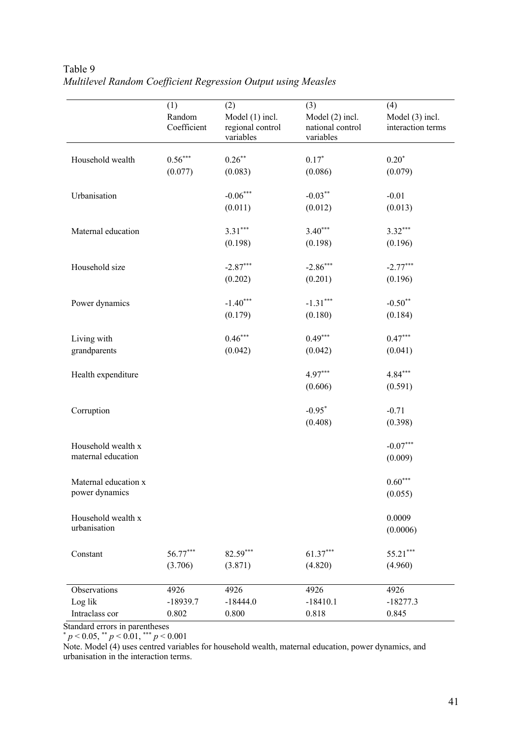Table 9

*Multilevel Random Coefficient Regression Output using Measles*

| | (1) Random Coefficient | (2) Model (1) incl. regional control variables | (3) Model (2) incl. national control variables | (4) Model (3) incl. interaction terms |
|---|---|---|---|---|
| Household wealth | $0.56^{***}$ | $0.26^{**}$ | $0.17^{*}$ | $0.20^{*}$ |
| | (0.077) | (0.083) | (0.086) | (0.079) |
| Urbanisation | | $-0.06^{***}$ | $-0.03^{**}$ | -0.01 |
| | | (0.011) | (0.012) | (0.013) |
| Maternal education | | $3.31^{***}$ | $3.40^{***}$ | $3.32^{***}$ |
| | | (0.198) | (0.198) | (0.196) |
| Household size | | $-2.87^{***}$ | $-2.86^{***}$ | $-2.77^{***}$ |
| | | (0.202) | (0.201) | (0.196) |
| Power dynamics | | $-1.40^{***}$ | $-1.31^{***}$ | $-0.50^{**}$ |
| | | (0.179) | (0.180) | (0.184) |
| Living with grandparents | | $0.46^{***}$ | $0.49^{***}$ | $0.47^{***}$ |
| | | (0.042) | (0.042) | (0.041) |
| Health expenditure | | | $4.97^{***}$ | $4.84^{***}$ |
| | | | (0.606) | (0.591) |
| Corruption | | | $-0.95^{*}$ | -0.71 |
| | | | (0.408) | (0.398) |
| Household wealth x maternal education | | | | $-0.07^{***}$ |
| | | | | (0.009) |
| Maternal education x power dynamics | | | | $0.60^{***}$ |
| | | | | (0.055) |
| Household wealth x urbanisation | | | | 0.0009 |
| | | | | (0.0006) |
| Constant | $56.77^{***}$ | $82.59^{***}$ | $61.37^{***}$ | $55.21^{***}$ |
| | (3.706) | (3.871) | (4.820) | (4.960) |
| Observations | 4926 | 4926 | 4926 | 4926 |
| Log lik | -18939.7 | -18444.0 | -18410.1 | -18277.3 |
| Intraclass cor | 0.802 | 0.800 | 0.818 | 0.845 |

Standard errors in parentheses

$^{*}$ $p < 0.05$, $^{**}$ $p < 0.01$, $^{***}$ $p < 0.001$

Note. Model (4) uses centred variables for household wealth, maternal education, power dynamics, and urbanisation in the interaction terms.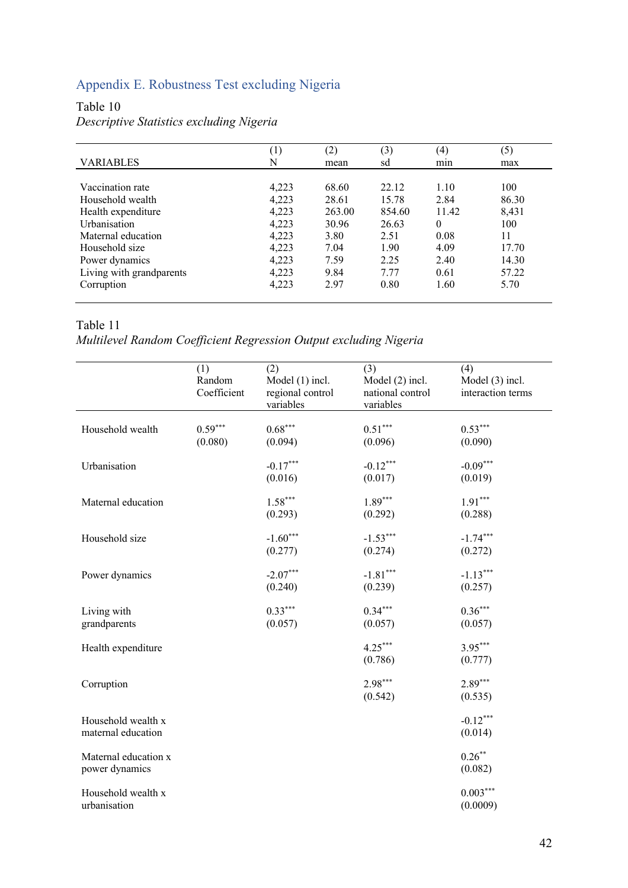## Appendix E. Robustness Test excluding Nigeria

Table 10

*Descriptive Statistics excluding Nigeria*

| VARIABLES | (1) N | (2) mean | (3) sd | (4) min | (5) max |
|---|---|---|---|---|---|
| Vaccination rate | 4,223 | 68.60 | 22.12 | 1.10 | 100 |
| Household wealth | 4,223 | 28.61 | 15.78 | 2.84 | 86.30 |
| Health expenditure | 4,223 | 263.00 | 854.60 | 11.42 | 8,431 |
| Urbanisation | 4,223 | 30.96 | 26.63 | 0 | 100 |
| Maternal education | 4,223 | 3.80 | 2.51 | 0.08 | 11 |
| Household size | 4,223 | 7.04 | 1.90 | 4.09 | 17.70 |
| Power dynamics | 4,223 | 7.59 | 2.25 | 2.40 | 14.30 |
| Living with grandparents | 4,223 | 9.84 | 7.77 | 0.61 | 57.22 |
| Corruption | 4,223 | 2.97 | 0.80 | 1.60 | 5.70 |

Table 11

*Multilevel Random Coefficient Regression Output excluding Nigeria*

| | (1) Random Coefficient | (2) Model (1) incl. regional control variables | (3) Model (2) incl. national control variables | (4) Model (3) incl. interaction terms |
|---|---|---|---|---|
| Household wealth | 0.59*** | 0.68*** | 0.51*** | 0.53*** |
| | (0.080) | (0.094) | (0.096) | (0.090) |
| Urbanisation | | -0.17*** | -0.12*** | -0.09*** |
| | | (0.016) | (0.017) | (0.019) |
| Maternal education | | 1.58*** | 1.89*** | 1.91*** |
| | | (0.293) | (0.292) | (0.288) |
| Household size | | -1.60*** | -1.53*** | -1.74*** |
| | | (0.277) | (0.274) | (0.272) |
| Power dynamics | | -2.07*** | -1.81*** | -1.13*** |
| | | (0.240) | (0.239) | (0.257) |
| Living with grandparents | | 0.33*** | 0.34*** | 0.36*** |
| | | (0.057) | (0.057) | (0.057) |
| Health expenditure | | | 4.25*** | 3.95*** |
| | | | (0.786) | (0.777) |
| Corruption | | | 2.98*** | 2.89*** |
| | | | (0.542) | (0.535) |
| Household wealth x maternal education | | | | -0.12*** |
| | | | | (0.014) |
| Maternal education x power dynamics | | | | 0.26** |
| | | | | (0.082) |
| Household wealth x urbanisation | | | | 0.003*** |
| | | | | (0.0009) |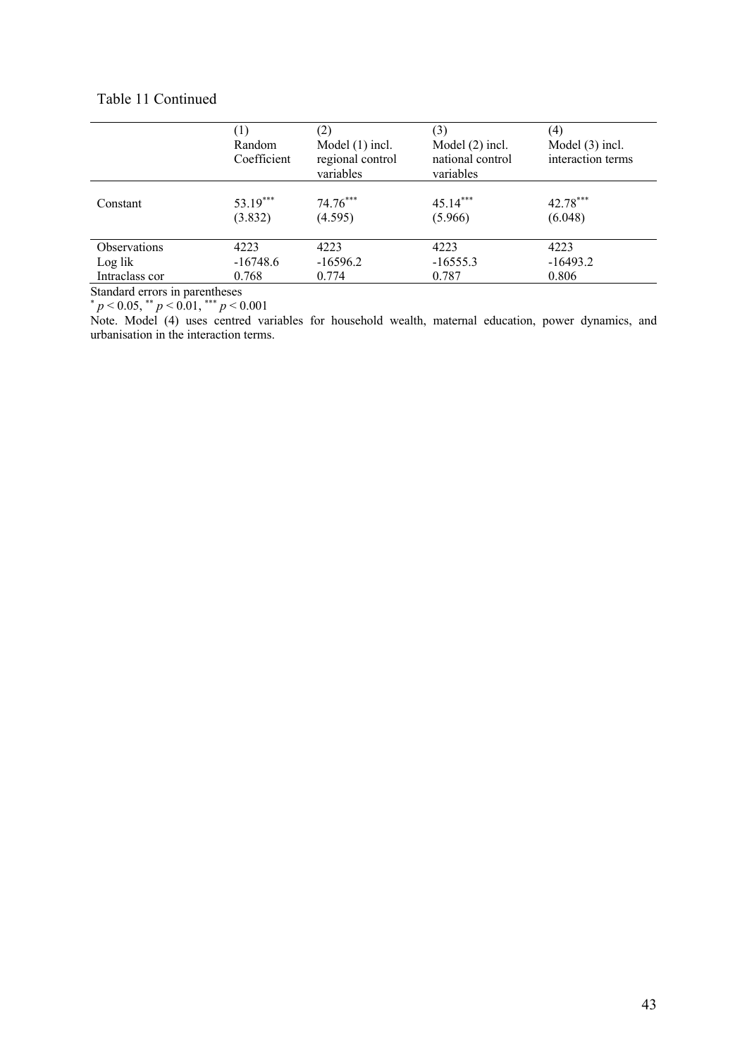Table 11 Continued

| | (1) Random Coefficient | (2) Model (1) incl. regional control variables | (3) Model (2) incl. national control variables | (4) Model (3) incl. interaction terms |
|---|---|---|---|---|
| Constant | $53.19^{***}$ | $74.76^{***}$ | $45.14^{***}$ | $42.78^{***}$ |
| | (3.832) | (4.595) | (5.966) | (6.048) |
| Observations | 4223 | 4223 | 4223 | 4223 |
| Log lik | -16748.6 | -16596.2 | -16555.3 | -16493.2 |
| Intraclass cor | 0.768 | 0.774 | 0.787 | 0.806 |

Standard errors in parentheses

$^{*}$ $p < 0.05$, $^{**}$ $p < 0.01$, $^{***}$ $p < 0.001$

Note. Model (4) uses centred variables for household wealth, maternal education, power dynamics, and urbanisation in the interaction terms.